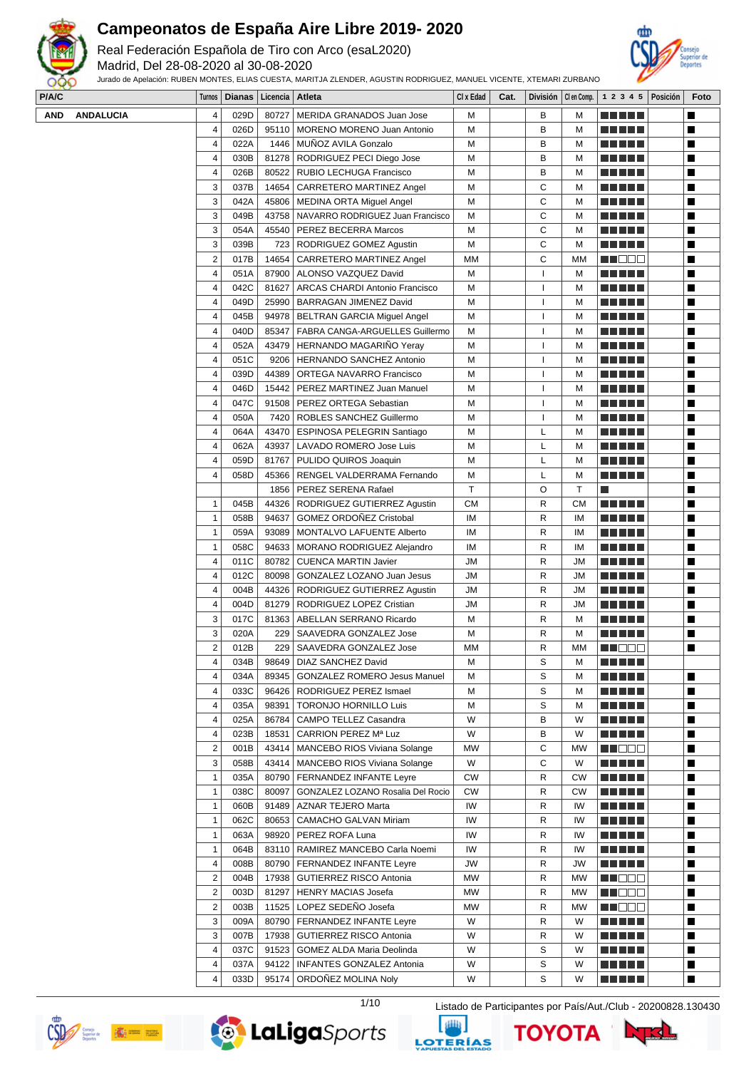# Campeonatos de España Aire Libre 2019- 2020

Real Federación Española de Tiro con Arco (esaL2020)

Madrid, Del 28-08-2020 al 30-08-2020

Jurado de Apelación: RUBEN MONTES, ELIAS CUESTA, MARITJA ZLENDER, AGUSTIN RODRIGUEZ, MANUEL VICENTE, XTEMARI ZURBANO

| P/A/C | Turnos | Dianas | Licencia | Atleta | Cl x Edad | Cat. | División | Cl en Comp. | 1 2 3 4 5 | Posición | Foto |
|---|---|---|---|---|---|---|---|---|---|---|---|
| AND ANDALUCIA | 4 | 029D | 80727 | MERIDA GRANADOS Juan Jose | M | | B | M | ■■■■■ | | ■ |
| | 4 | 026D | 95110 | MORENO MORENO Juan Antonio | M | | B | M | ■■■■■ | | ■ |
| | 4 | 022A | 1446 | MUÑOZ AVILA Gonzalo | M | | B | M | ■■■■■ | | ■ |
| | 4 | 030B | 81278 | RODRIGUEZ PECI Diego Jose | M | | B | M | ■■■■■ | | ■ |
| | 4 | 026B | 80522 | RUBIO LECHUGA Francisco | M | | B | M | ■■■■■ | | ■ |
| | 3 | 037B | 14654 | CARRETERO MARTINEZ Angel | M | | C | M | ■■■■■ | | ■ |
| | 3 | 042A | 45806 | MEDINA ORTA Miguel Angel | M | | C | M | ■■■■■ | | ■ |
| | 3 | 049B | 43758 | NAVARRO RODRIGUEZ Juan Francisco | M | | C | M | ■■■■■ | | ■ |
| | 3 | 054A | 45540 | PEREZ BECERRA Marcos | M | | C | M | ■■■■■ | | ■ |
| | 3 | 039B | 723 | RODRIGUEZ GOMEZ Agustin | M | | C | M | ■■■■■ | | ■ |
| | 2 | 017B | 14654 | CARRETERO MARTINEZ Angel | MM | | C | MM | ■■□□□ | | ■ |
| | 4 | 051A | 87900 | ALONSO VAZQUEZ David | M | | I | M | ■■■■■ | | ■ |
| | 4 | 042C | 81627 | ARCAS CHARDI Antonio Francisco | M | | I | M | ■■■■■ | | ■ |
| | 4 | 049D | 25990 | BARRAGAN JIMENEZ David | M | | I | M | ■■■■■ | | ■ |
| | 4 | 045B | 94978 | BELTRAN GARCIA Miguel Angel | M | | I | M | ■■■■■ | | ■ |
| | 4 | 040D | 85347 | FABRA CANGA-ARGUELLES Guillermo | M | | I | M | ■■■■■ | | ■ |
| | 4 | 052A | 43479 | HERNANDO MAGARIÑO Yeray | M | | I | M | ■■■■■ | | ■ |
| | 4 | 051C | 9206 | HERNANDO SANCHEZ Antonio | M | | I | M | ■■■■■ | | ■ |
| | 4 | 039D | 44389 | ORTEGA NAVARRO Francisco | M | | I | M | ■■■■■ | | ■ |
| | 4 | 046D | 15442 | PEREZ MARTINEZ Juan Manuel | M | | I | M | ■■■■■ | | ■ |
| | 4 | 047C | 91508 | PEREZ ORTEGA Sebastian | M | | I | M | ■■■■■ | | ■ |
| | 4 | 050A | 7420 | ROBLES SANCHEZ Guillermo | M | | I | M | ■■■■■ | | ■ |
| | 4 | 064A | 43470 | ESPINOSA PELEGRIN Santiago | M | | L | M | ■■■■■ | | ■ |
| | 4 | 062A | 43937 | LAVADO ROMERO Jose Luis | M | | L | M | ■■■■■ | | ■ |
| | 4 | 059D | 81767 | PULIDO QUIROS Joaquin | M | | L | M | ■■■■■ | | ■ |
| | 4 | 058D | 45366 | RENGEL VALDERRAMA Fernando | M | | L | M | ■■■■■ | | ■ |
| | | | 1856 | PEREZ SERENA Rafael | T | | O | T | ■ | | ■ |
| | 1 | 045B | 44326 | RODRIGUEZ GUTIERREZ Agustin | CM | | R | CM | ■■■■■ | | ■ |
| | 1 | 058B | 94637 | GOMEZ ORDOÑEZ Cristobal | IM | | R | IM | ■■■■■ | | ■ |
| | 1 | 059A | 93089 | MONTALVO LAFUENTE Alberto | IM | | R | IM | ■■■■■ | | ■ |
| | 1 | 058C | 94633 | MORANO RODRIGUEZ Alejandro | IM | | R | IM | ■■■■■ | | ■ |
| | 4 | 011C | 80782 | CUENCA MARTIN Javier | JM | | R | JM | ■■■■■ | | ■ |
| | 4 | 012C | 80098 | GONZALEZ LOZANO Juan Jesus | JM | | R | JM | ■■■■■ | | ■ |
| | 4 | 004B | 44326 | RODRIGUEZ GUTIERREZ Agustin | JM | | R | JM | ■■■■■ | | ■ |
| | 4 | 004D | 81279 | RODRIGUEZ LOPEZ Cristian | JM | | R | JM | ■■■■■ | | ■ |
| | 3 | 017C | 81363 | ABELLAN SERRANO Ricardo | M | | R | M | ■■■■■ | | ■ |
| | 3 | 020A | 229 | SAAVEDRA GONZALEZ Jose | M | | R | M | ■■■■■ | | ■ |
| | 2 | 012B | 229 | SAAVEDRA GONZALEZ Jose | MM | | R | MM | ■■□□□ | | ■ |
| | 4 | 034B | 98649 | DIAZ SANCHEZ David | M | | S | M | ■■■■■ | | |
| | 4 | 034A | 89345 | GONZALEZ ROMERO Jesus Manuel | M | | S | M | ■■■■■ | | ■ |
| | 4 | 033C | 96426 | RODRIGUEZ PEREZ Ismael | M | | S | M | ■■■■■ | | ■ |
| | 4 | 035A | 98391 | TORONJO HORNILLO Luis | M | | S | M | ■■■■■ | | ■ |
| | 4 | 025A | 86784 | CAMPO TELLEZ Casandra | W | | B | W | ■■■■■ | | ■ |
| | 4 | 023B | 18531 | CARRION PEREZ Mª Luz | W | | B | W | ■■■■■ | | ■ |
| | 2 | 001B | 43414 | MANCEBO RIOS Viviana Solange | MW | | C | MW | ■■□□□ | | ■ |
| | 3 | 058B | 43414 | MANCEBO RIOS Viviana Solange | W | | C | W | ■■■■■ | | ■ |
| | 1 | 035A | 80790 | FERNANDEZ INFANTE Leyre | CW | | R | CW | ■■■■■ | | ■ |
| | 1 | 038C | 80097 | GONZALEZ LOZANO Rosalia Del Rocio | CW | | R | CW | ■■■■■ | | ■ |
| | 1 | 060B | 91489 | AZNAR TEJERO Marta | IW | | R | IW | ■■■■■ | | ■ |
| | 1 | 062C | 80653 | CAMACHO GALVAN Miriam | IW | | R | IW | ■■■■■ | | ■ |
| | 1 | 063A | 98920 | PEREZ ROFA Luna | IW | | R | IW | ■■■■■ | | ■ |
| | 1 | 064B | 83110 | RAMIREZ MANCEBO Carla Noemi | IW | | R | IW | ■■■■■ | | ■ |
| | 4 | 008B | 80790 | FERNANDEZ INFANTE Leyre | JW | | R | JW | ■■■■■ | | ■ |
| | 2 | 004B | 17938 | GUTIERREZ RISCO Antonia | MW | | R | MW | ■■□□□ | | ■ |
| | 2 | 003D | 81297 | HENRY MACIAS Josefa | MW | | R | MW | ■■□□□ | | ■ |
| | 2 | 003B | 11525 | LOPEZ SEDEÑO Josefa | MW | | R | MW | ■■□□□ | | ■ |
| | 3 | 009A | 80790 | FERNANDEZ INFANTE Leyre | W | | R | W | ■■■■■ | | ■ |
| | 3 | 007B | 17938 | GUTIERREZ RISCO Antonia | W | | R | W | ■■■■■ | | ■ |
| | 4 | 037C | 91523 | GOMEZ ALDA Maria Deolinda | W | | S | W | ■■■■■ | | ■ |
| | 4 | 037A | 94122 | INFANTES GONZALEZ Antonia | W | | S | W | ■■■■■ | | ■ |
| | 4 | 033D | 95174 | ORDOÑEZ MOLINA Noly | W | | S | W | ■■■■■ | | ■ |

Listado de Participantes por País/Aut./Club - 20200828.130430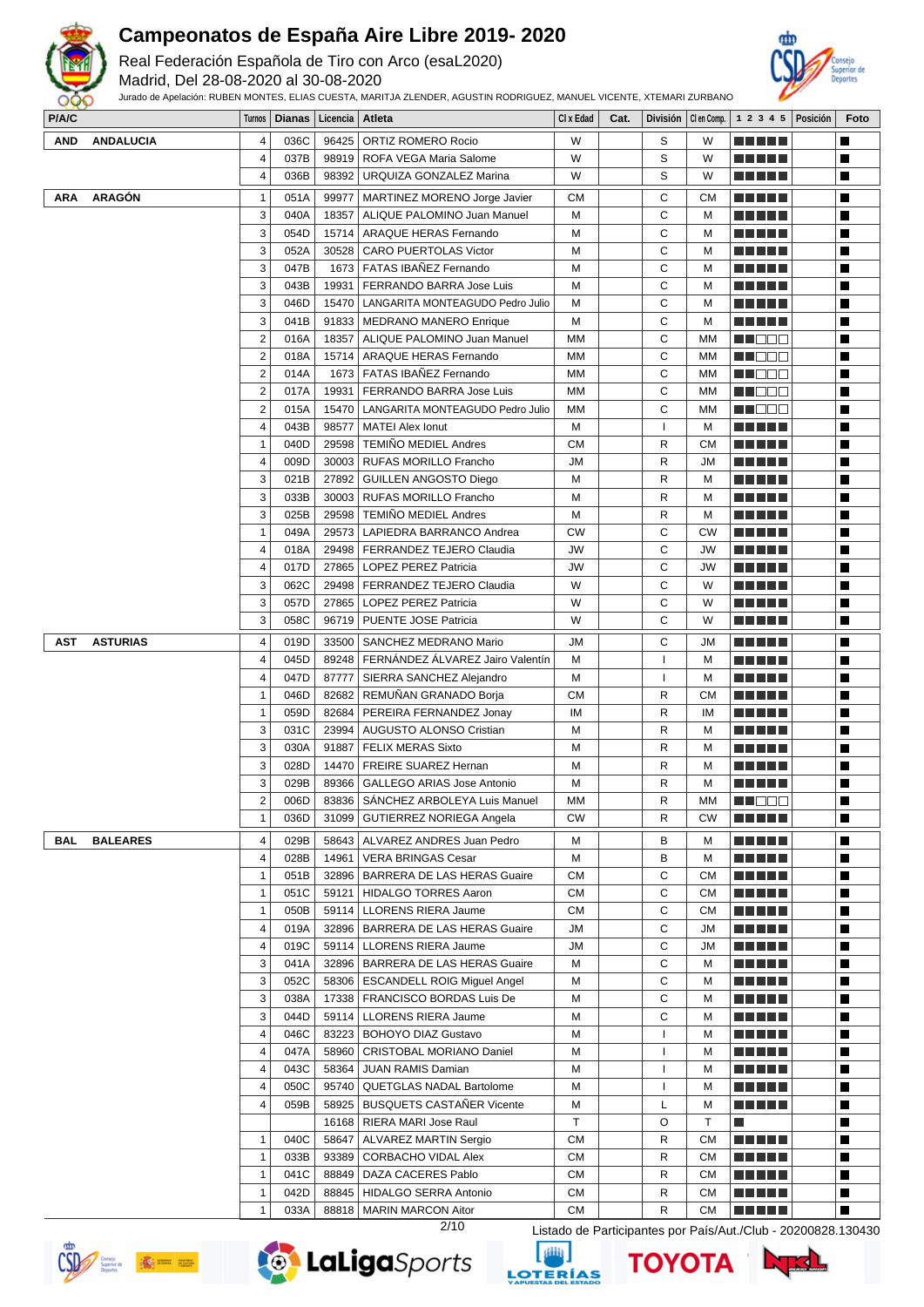# Campeonatos de España Aire Libre 2019- 2020

Real Federación Española de Tiro con Arco (esaL2020)

Madrid, Del 28-08-2020 al 30-08-2020

Jurado de Apelación: RUBEN MONTES, ELIAS CUESTA, MARITJA ZLENDER, AGUSTIN RODRIGUEZ, MANUEL VICENTE, XTEMARI ZURBANO

| P/A/C | Turnos | Dianas | Licencia | Atleta | Cl x Edad | Cat. | División | Cl en Comp. | 1 2 3 4 5 | Posición | Foto |
|---|---|---|---|---|---|---|---|---|---|---|---|
| AND ANDALUCIA | 4 | 036C | 96425 | ORTIZ ROMERO Rocio | W | | S | W | ■■■■■ | | ■ |
| | 4 | 037B | 98919 | ROFA VEGA Maria Salome | W | | S | W | ■■■■■ | | ■ |
| | 4 | 036B | 98392 | URQUIZA GONZALEZ Marina | W | | S | W | ■■■■■ | | ■ |
| ARA ARAGÓN | 1 | 051A | 99977 | MARTINEZ MORENO Jorge Javier | CM | | C | CM | ■■■■■ | | ■ |
| | 3 | 040A | 18357 | ALIQUE PALOMINO Juan Manuel | M | | C | M | ■■■■■ | | ■ |
| | 3 | 054D | 15714 | ARAQUE HERAS Fernando | M | | C | M | ■■■■■ | | ■ |
| | 3 | 052A | 30528 | CARO PUERTOLAS Victor | M | | C | M | ■■■■■ | | ■ |
| | 3 | 047B | 1673 | FATAS IBAÑEZ Fernando | M | | C | M | ■■■■■ | | ■ |
| | 3 | 043B | 19931 | FERRANDO BARRA Jose Luis | M | | C | M | ■■■■■ | | ■ |
| | 3 | 046D | 15470 | LANGARITA MONTEAGUDO Pedro Julio | M | | C | M | ■■■■■ | | ■ |
| | 3 | 041B | 91833 | MEDRANO MANERO Enrique | M | | C | M | ■■■■■ | | ■ |
| | 2 | 016A | 18357 | ALIQUE PALOMINO Juan Manuel | MM | | C | MM | ■■□□□ | | ■ |
| | 2 | 018A | 15714 | ARAQUE HERAS Fernando | MM | | C | MM | ■■□□□ | | ■ |
| | 2 | 014A | 1673 | FATAS IBAÑEZ Fernando | MM | | C | MM | ■■□□□ | | ■ |
| | 2 | 017A | 19931 | FERRANDO BARRA Jose Luis | MM | | C | MM | ■■□□□ | | ■ |
| | 2 | 015A | 15470 | LANGARITA MONTEAGUDO Pedro Julio | MM | | C | MM | ■■□□□ | | ■ |
| | 4 | 043B | 98577 | MATEI Alex Ionut | M | | I | M | ■■■■■ | | ■ |
| | 1 | 040D | 29598 | TEMIÑO MEDIEL Andres | CM | | R | CM | ■■■■■ | | ■ |
| | 4 | 009D | 30003 | RUFAS MORILLO Francho | JM | | R | JM | ■■■■■ | | ■ |
| | 3 | 021B | 27892 | GUILLEN ANGOSTO Diego | M | | R | M | ■■■■■ | | ■ |
| | 3 | 033B | 30003 | RUFAS MORILLO Francho | M | | R | M | ■■■■■ | | ■ |
| | 3 | 025B | 29598 | TEMIÑO MEDIEL Andres | M | | R | M | ■■■■■ | | ■ |
| | 1 | 049A | 29573 | LAPIEDRA BARRANCO Andrea | CW | | C | CW | ■■■■■ | | ■ |
| | 4 | 018A | 29498 | FERRANDEZ TEJERO Claudia | JW | | C | JW | ■■■■■ | | ■ |
| | 4 | 017D | 27865 | LOPEZ PEREZ Patricia | JW | | C | JW | ■■■■■ | | ■ |
| | 3 | 062C | 29498 | FERRANDEZ TEJERO Claudia | W | | C | W | ■■■■■ | | ■ |
| | 3 | 057D | 27865 | LOPEZ PEREZ Patricia | W | | C | W | ■■■■■ | | ■ |
| | 3 | 058C | 96719 | PUENTE JOSE Patricia | W | | C | W | ■■■■■ | | ■ |
| AST ASTURIAS | 4 | 019D | 33500 | SANCHEZ MEDRANO Mario | JM | | C | JM | ■■■■■ | | ■ |
| | 4 | 045D | 89248 | FERNÁNDEZ ÁLVAREZ Jairo Valentín | M | | I | M | ■■■■■ | | ■ |
| | 4 | 047D | 87777 | SIERRA SANCHEZ Alejandro | M | | I | M | ■■■■■ | | ■ |
| | 1 | 046D | 82682 | REMUÑAN GRANADO Borja | CM | | R | CM | ■■■■■ | | ■ |
| | 1 | 059D | 82684 | PEREIRA FERNANDEZ Jonay | IM | | R | IM | ■■■■■ | | ■ |
| | 3 | 031C | 23994 | AUGUSTO ALONSO Cristian | M | | R | M | ■■■■■ | | ■ |
| | 3 | 030A | 91887 | FELIX MERAS Sixto | M | | R | M | ■■■■■ | | ■ |
| | 3 | 028D | 14470 | FREIRE SUAREZ Hernan | M | | R | M | ■■■■■ | | ■ |
| | 3 | 029B | 89366 | GALLEGO ARIAS Jose Antonio | M | | R | M | ■■■■■ | | ■ |
| | 2 | 006D | 83836 | SÁNCHEZ ARBOLEYA Luis Manuel | MM | | R | MM | ■■□□□ | | ■ |
| | 1 | 036D | 31099 | GUTIERREZ NORIEGA Angela | CW | | R | CW | ■■■■■ | | ■ |
| BAL BALEARES | 4 | 029B | 58643 | ALVAREZ ANDRES Juan Pedro | M | | B | M | ■■■■■ | | ■ |
| | 4 | 028B | 14961 | VERA BRINGAS Cesar | M | | B | M | ■■■■■ | | ■ |
| | 1 | 051B | 32896 | BARRERA DE LAS HERAS Guaire | CM | | C | CM | ■■■■■ | | ■ |
| | 1 | 051C | 59121 | HIDALGO TORRES Aaron | CM | | C | CM | ■■■■■ | | ■ |
| | 1 | 050B | 59114 | LLORENS RIERA Jaume | CM | | C | CM | ■■■■■ | | ■ |
| | 4 | 019A | 32896 | BARRERA DE LAS HERAS Guaire | JM | | C | JM | ■■■■■ | | ■ |
| | 4 | 019C | 59114 | LLORENS RIERA Jaume | JM | | C | JM | ■■■■■ | | ■ |
| | 3 | 041A | 32896 | BARRERA DE LAS HERAS Guaire | M | | C | M | ■■■■■ | | ■ |
| | 3 | 052C | 58306 | ESCANDELL ROIG Miguel Angel | M | | C | M | ■■■■■ | | ■ |
| | 3 | 038A | 17338 | FRANCISCO BORDAS Luis De | M | | C | M | ■■■■■ | | ■ |
| | 3 | 044D | 59114 | LLORENS RIERA Jaume | M | | C | M | ■■■■■ | | ■ |
| | 4 | 046C | 83223 | BOHOYO DIAZ Gustavo | M | | I | M | ■■■■■ | | ■ |
| | 4 | 047A | 58960 | CRISTOBAL MORIANO Daniel | M | | I | M | ■■■■■ | | ■ |
| | 4 | 043C | 58364 | JUAN RAMIS Damian | M | | I | M | ■■■■■ | | ■ |
| | 4 | 050C | 95740 | QUETGLAS NADAL Bartolome | M | | I | M | ■■■■■ | | ■ |
| | 4 | 059B | 58925 | BUSQUETS CASTAÑER Vicente | M | | L | M | ■■■■■ | | ■ |
| | | | 16168 | RIERA MARI Jose Raul | T | | O | T | ■ | | ■ |
| | 1 | 040C | 58647 | ALVAREZ MARTIN Sergio | CM | | R | CM | ■■■■■ | | ■ |
| | 1 | 033B | 93389 | CORBACHO VIDAL Alex | CM | | R | CM | ■■■■■ | | ■ |
| | 1 | 041C | 88849 | DAZA CACERES Pablo | CM | | R | CM | ■■■■■ | | ■ |
| | 1 | 042D | 88845 | HIDALGO SERRA Antonio | CM | | R | CM | ■■■■■ | | ■ |
| | 1 | 033A | 88818 | MARIN MARCON Aitor | CM | | R | CM | ■■■■■ | | ■ |

Listado de Participantes por País/Aut./Club - 20200828.130430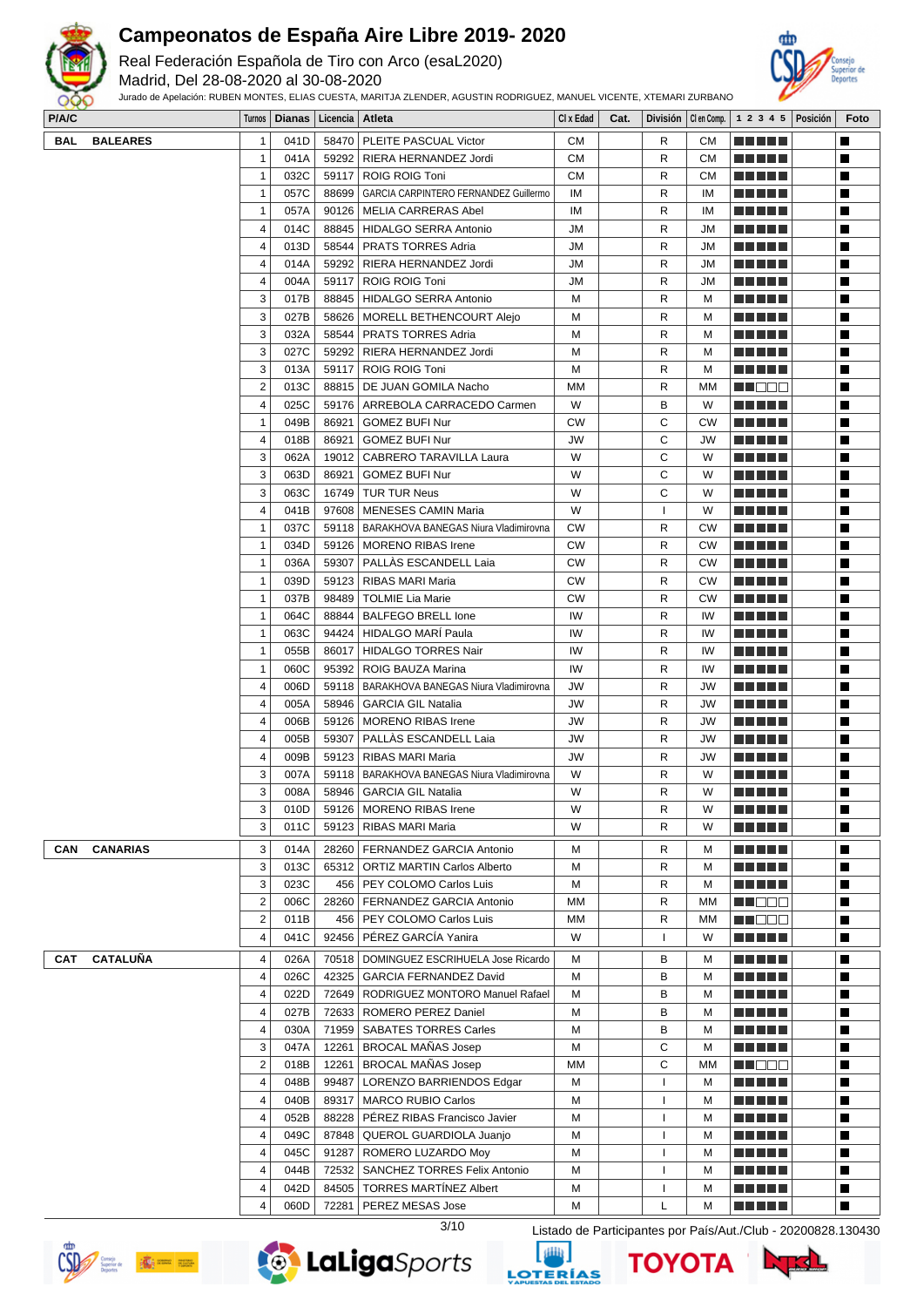# Campeonatos de España Aire Libre 2019- 2020

Real Federación Española de Tiro con Arco (esaL2020)

Madrid, Del 28-08-2020 al 30-08-2020

Jurado de Apelación: RUBEN MONTES, ELIAS CUESTA, MARITJA ZLENDER, AGUSTIN RODRIGUEZ, MANUEL VICENTE, XTEMARI ZURBANO

| P/A/C | Turnos | Dianas | Licencia | Atleta | Cl x Edad | Cat. | División | Cl en Comp. | 1 2 3 4 5 | Posición | Foto |
|---|---|---|---|---|---|---|---|---|---|---|---|
| **BAL BALEARES** | 1 | 041D | 58470 | PLEITE PASCUAL Victor | CM | | R | CM | ■■■■■ | | ■ |
| | 1 | 041A | 59292 | RIERA HERNANDEZ Jordi | CM | | R | CM | ■■■■■ | | ■ |
| | 1 | 032C | 59117 | ROIG ROIG Toni | CM | | R | CM | ■■■■■ | | ■ |
| | 1 | 057C | 88699 | GARCIA CARPINTERO FERNANDEZ Guillermo | IM | | R | IM | ■■■■■ | | ■ |
| | 1 | 057A | 90126 | MELIA CARRERAS Abel | IM | | R | IM | ■■■■■ | | ■ |
| | 4 | 014C | 88845 | HIDALGO SERRA Antonio | JM | | R | JM | ■■■■■ | | ■ |
| | 4 | 013D | 58544 | PRATS TORRES Adria | JM | | R | JM | ■■■■■ | | ■ |
| | 4 | 014A | 59292 | RIERA HERNANDEZ Jordi | JM | | R | JM | ■■■■■ | | ■ |
| | 4 | 004A | 59117 | ROIG ROIG Toni | JM | | R | JM | ■■■■■ | | ■ |
| | 3 | 017B | 88845 | HIDALGO SERRA Antonio | M | | R | M | ■■■■■ | | ■ |
| | 3 | 027B | 58626 | MORELL BETHENCOURT Alejo | M | | R | M | ■■■■■ | | ■ |
| | 3 | 032A | 58544 | PRATS TORRES Adria | M | | R | M | ■■■■■ | | ■ |
| | 3 | 027C | 59292 | RIERA HERNANDEZ Jordi | M | | R | M | ■■■■■ | | ■ |
| | 3 | 013A | 59117 | ROIG ROIG Toni | M | | R | M | ■■■■■ | | ■ |
| | 2 | 013C | 88815 | DE JUAN GOMILA Nacho | MM | | R | MM | ■■□□□ | | ■ |
| | 4 | 025C | 59176 | ARREBOLA CARRACEDO Carmen | W | | B | W | ■■■■■ | | ■ |
| | 1 | 049B | 86921 | GOMEZ BUFI Nur | CW | | C | CW | ■■■■■ | | ■ |
| | 4 | 018B | 86921 | GOMEZ BUFI Nur | JW | | C | JW | ■■■■■ | | ■ |
| | 3 | 062A | 19012 | CABRERO TARAVILLA Laura | W | | C | W | ■■■■■ | | ■ |
| | 3 | 063D | 86921 | GOMEZ BUFI Nur | W | | C | W | ■■■■■ | | ■ |
| | 3 | 063C | 16749 | TUR TUR Neus | W | | C | W | ■■■■■ | | ■ |
| | 4 | 041B | 97608 | MENESES CAMIN Maria | W | | I | W | ■■■■■ | | ■ |
| | 1 | 037C | 59118 | BARAKHOVA BANEGAS Niura Vladimirovna | CW | | R | CW | ■■■■■ | | ■ |
| | 1 | 034D | 59126 | MORENO RIBAS Irene | CW | | R | CW | ■■■■■ | | ■ |
| | 1 | 036A | 59307 | PALLÀS ESCANDELL Laia | CW | | R | CW | ■■■■■ | | ■ |
| | 1 | 039D | 59123 | RIBAS MARI Maria | CW | | R | CW | ■■■■■ | | ■ |
| | 1 | 037B | 98489 | TOLMIE Lia Marie | CW | | R | CW | ■■■■■ | | ■ |
| | 1 | 064C | 88844 | BALFEGO BRELL Ione | IW | | R | IW | ■■■■■ | | ■ |
| | 1 | 063C | 94424 | HIDALGO MARÍ Paula | IW | | R | IW | ■■■■■ | | ■ |
| | 1 | 055B | 86017 | HIDALGO TORRES Nair | IW | | R | IW | ■■■■■ | | ■ |
| | 1 | 060C | 95392 | ROIG BAUZA Marina | IW | | R | IW | ■■■■■ | | ■ |
| | 4 | 006D | 59118 | BARAKHOVA BANEGAS Niura Vladimirovna | JW | | R | JW | ■■■■■ | | ■ |
| | 4 | 005A | 58946 | GARCIA GIL Natalia | JW | | R | JW | ■■■■■ | | ■ |
| | 4 | 006B | 59126 | MORENO RIBAS Irene | JW | | R | JW | ■■■■■ | | ■ |
| | 4 | 005B | 59307 | PALLÀS ESCANDELL Laia | JW | | R | JW | ■■■■■ | | ■ |
| | 4 | 009B | 59123 | RIBAS MARI Maria | JW | | R | JW | ■■■■■ | | ■ |
| | 3 | 007A | 59118 | BARAKHOVA BANEGAS Niura Vladimirovna | W | | R | W | ■■■■■ | | ■ |
| | 3 | 008A | 58946 | GARCIA GIL Natalia | W | | R | W | ■■■■■ | | ■ |
| | 3 | 010D | 59126 | MORENO RIBAS Irene | W | | R | W | ■■■■■ | | ■ |
| | 3 | 011C | 59123 | RIBAS MARI Maria | W | | R | W | ■■■■■ | | ■ |
| **CAN CANARIAS** | 3 | 014A | 28260 | FERNANDEZ GARCIA Antonio | M | | R | M | ■■■■■ | | ■ |
| | 3 | 013C | 65312 | ORTIZ MARTIN Carlos Alberto | M | | R | M | ■■■■■ | | ■ |
| | 3 | 023C | 456 | PEY COLOMO Carlos Luis | M | | R | M | ■■■■■ | | ■ |
| | 2 | 006C | 28260 | FERNANDEZ GARCIA Antonio | MM | | R | MM | ■■□□□ | | ■ |
| | 2 | 011B | 456 | PEY COLOMO Carlos Luis | MM | | R | MM | ■■□□□ | | ■ |
| | 4 | 041C | 92456 | PÉREZ GARCÍA Yanira | W | | I | W | ■■■■■ | | ■ |
| **CAT CATALUÑA** | 4 | 026A | 70518 | DOMINGUEZ ESCRIHUELA Jose Ricardo | M | | B | M | ■■■■■ | | ■ |
| | 4 | 026C | 42325 | GARCIA FERNANDEZ David | M | | B | M | ■■■■■ | | ■ |
| | 4 | 022D | 72649 | RODRIGUEZ MONTORO Manuel Rafael | M | | B | M | ■■■■■ | | ■ |
| | 4 | 027B | 72633 | ROMERO PEREZ Daniel | M | | B | M | ■■■■■ | | ■ |
| | 4 | 030A | 71959 | SABATES TORRES Carles | M | | B | M | ■■■■■ | | ■ |
| | 3 | 047A | 12261 | BROCAL MAÑAS Josep | M | | C | M | ■■■■■ | | ■ |
| | 2 | 018B | 12261 | BROCAL MAÑAS Josep | MM | | C | MM | ■■□□□ | | ■ |
| | 4 | 048B | 99487 | LORENZO BARRIENDOS Edgar | M | | I | M | ■■■■■ | | ■ |
| | 4 | 040B | 89317 | MARCO RUBIO Carlos | M | | I | M | ■■■■■ | | ■ |
| | 4 | 052B | 88228 | PÉREZ RIBAS Francisco Javier | M | | I | M | ■■■■■ | | ■ |
| | 4 | 049C | 87848 | QUEROL GUARDIOLA Juanjo | M | | I | M | ■■■■■ | | ■ |
| | 4 | 045C | 91287 | ROMERO LUZARDO Moy | M | | I | M | ■■■■■ | | ■ |
| | 4 | 044B | 72532 | SANCHEZ TORRES Felix Antonio | M | | I | M | ■■■■■ | | ■ |
| | 4 | 042D | 84505 | TORRES MARTÍNEZ Albert | M | | I | M | ■■■■■ | | ■ |
| | 4 | 060D | 72281 | PEREZ MESAS Jose | M | | L | M | ■■■■■ | | ■ |

Listado de Participantes por País/Aut./Club - 20200828.130430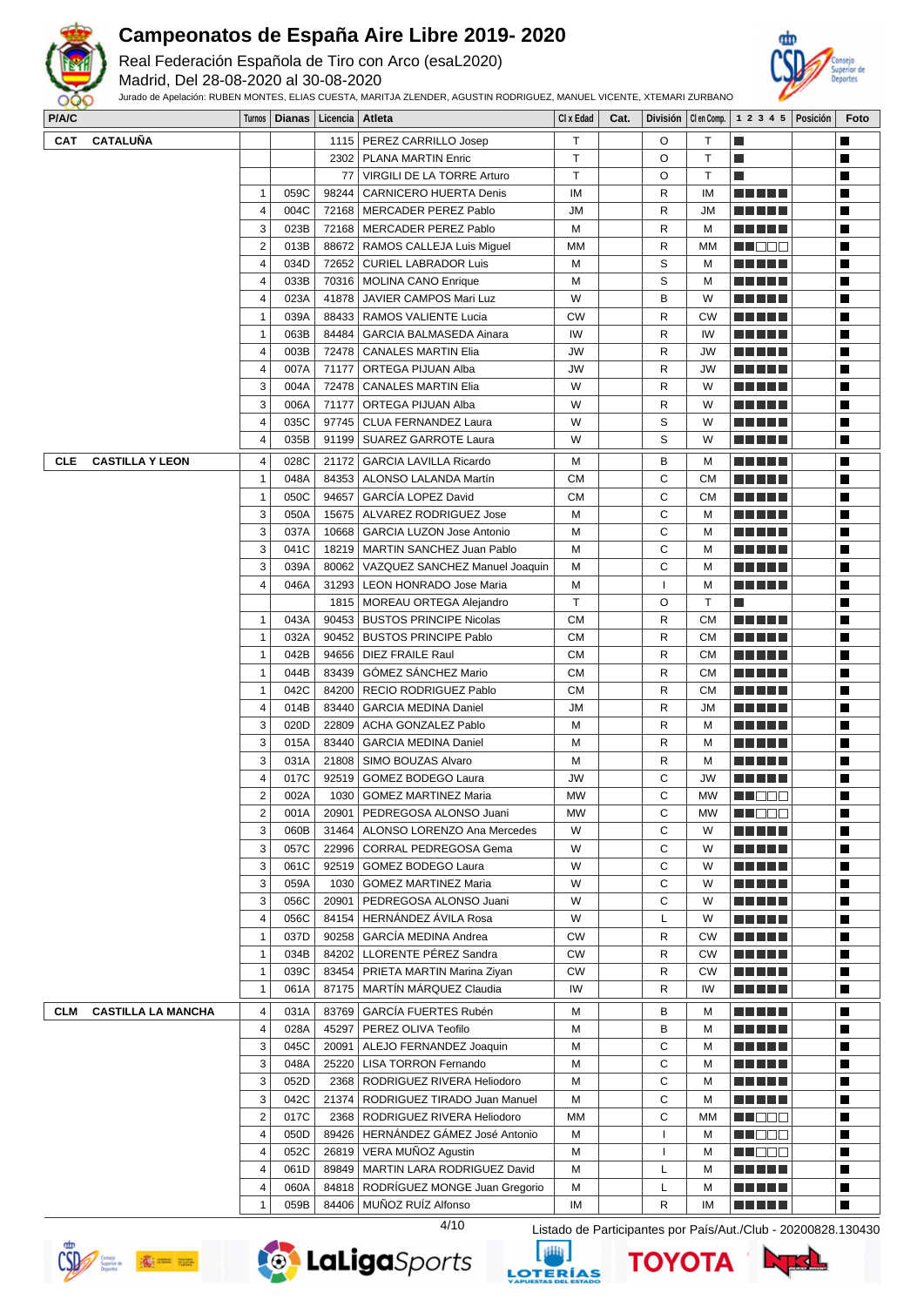# Campeonatos de España Aire Libre 2019- 2020

Real Federación Española de Tiro con Arco (esaL2020)

Madrid, Del 28-08-2020 al 30-08-2020

Jurado de Apelación: RUBEN MONTES, ELIAS CUESTA, MARITJA ZLENDER, AGUSTIN RODRIGUEZ, MANUEL VICENTE, XTEMARI ZURBANO

| P/A/C | Turnos | Dianas | Licencia | Atleta | Cl x Edad | Cat. | División | Cl en Comp. | 1 2 3 4 5 | Posición | Foto |
|---|---|---|---|---|---|---|---|---|---|---|---|
| **CAT CATALUÑA** | | | 1115 | PEREZ CARRILLO Josep | T | | O | T | ■ | | ■ |
| | | | 2302 | PLANA MARTIN Enric | T | | O | T | ■ | | ■ |
| | | | 77 | VIRGILI DE LA TORRE Arturo | T | | O | T | ■ | | ■ |
| | 1 | 059C | 98244 | CARNICERO HUERTA Denis | IM | | R | IM | ■■■■■ | | ■ |
| | 4 | 004C | 72168 | MERCADER PEREZ Pablo | JM | | R | JM | ■■■■■ | | ■ |
| | 3 | 023B | 72168 | MERCADER PEREZ Pablo | M | | R | M | ■■■■■ | | ■ |
| | 2 | 013B | 88672 | RAMOS CALLEJA Luis Miguel | MM | | R | MM | ■■□□□ | | ■ |
| | 4 | 034D | 72652 | CURIEL LABRADOR Luis | M | | S | M | ■■■■■ | | ■ |
| | 4 | 033B | 70316 | MOLINA CANO Enrique | M | | S | M | ■■■■■ | | ■ |
| | 4 | 023A | 41878 | JAVIER CAMPOS Mari Luz | W | | B | W | ■■■■■ | | ■ |
| | 1 | 039A | 88433 | RAMOS VALIENTE Lucia | CW | | R | CW | ■■■■■ | | ■ |
| | 1 | 063B | 84484 | GARCIA BALMASEDA Ainara | IW | | R | IW | ■■■■■ | | ■ |
| | 4 | 003B | 72478 | CANALES MARTIN Elia | JW | | R | JW | ■■■■■ | | ■ |
| | 4 | 007A | 71177 | ORTEGA PIJUAN Alba | JW | | R | JW | ■■■■■ | | ■ |
| | 3 | 004A | 72478 | CANALES MARTIN Elia | W | | R | W | ■■■■■ | | ■ |
| | 3 | 006A | 71177 | ORTEGA PIJUAN Alba | W | | R | W | ■■■■■ | | ■ |
| | 4 | 035C | 97745 | CLUA FERNANDEZ Laura | W | | S | W | ■■■■■ | | ■ |
| | 4 | 035B | 91199 | SUAREZ GARROTE Laura | W | | S | W | ■■■■■ | | ■ |
| **CLE CASTILLA Y LEON** | 4 | 028C | 21172 | GARCIA LAVILLA Ricardo | M | | B | M | ■■■■■ | | ■ |
| | 1 | 048A | 84353 | ALONSO LALANDA Martín | CM | | C | CM | ■■■■■ | | ■ |
| | 1 | 050C | 94657 | GARCÍA LOPEZ David | CM | | C | CM | ■■■■■ | | ■ |
| | 3 | 050A | 15675 | ALVAREZ RODRIGUEZ Jose | M | | C | M | ■■■■■ | | ■ |
| | 3 | 037A | 10668 | GARCIA LUZON Jose Antonio | M | | C | M | ■■■■■ | | ■ |
| | 3 | 041C | 18219 | MARTIN SANCHEZ Juan Pablo | M | | C | M | ■■■■■ | | ■ |
| | 3 | 039A | 80062 | VAZQUEZ SANCHEZ Manuel Joaquin | M | | C | M | ■■■■■ | | ■ |
| | 4 | 046A | 31293 | LEON HONRADO Jose Maria | M | | I | M | ■■■■■ | | ■ |
| | | | 1815 | MOREAU ORTEGA Alejandro | T | | O | T | ■ | | ■ |
| | 1 | 043A | 90453 | BUSTOS PRINCIPE Nicolas | CM | | R | CM | ■■■■■ | | ■ |
| | 1 | 032A | 90452 | BUSTOS PRINCIPE Pablo | CM | | R | CM | ■■■■■ | | ■ |
| | 1 | 042B | 94656 | DIEZ FRAILE Raul | CM | | R | CM | ■■■■■ | | ■ |
| | 1 | 044B | 83439 | GÓMEZ SÁNCHEZ Mario | CM | | R | CM | ■■■■■ | | ■ |
| | 1 | 042C | 84200 | RECIO RODRIGUEZ Pablo | CM | | R | CM | ■■■■■ | | ■ |
| | 4 | 014B | 83440 | GARCIA MEDINA Daniel | JM | | R | JM | ■■■■■ | | ■ |
| | 3 | 020D | 22809 | ACHA GONZALEZ Pablo | M | | R | M | ■■■■■ | | ■ |
| | 3 | 015A | 83440 | GARCIA MEDINA Daniel | M | | R | M | ■■■■■ | | ■ |
| | 3 | 031A | 21808 | SIMO BOUZAS Alvaro | M | | R | M | ■■■■■ | | ■ |
| | 4 | 017C | 92519 | GOMEZ BODEGO Laura | JW | | C | JW | ■■■■■ | | ■ |
| | 2 | 002A | 1030 | GOMEZ MARTINEZ Maria | MW | | C | MW | ■■□□□ | | ■ |
| | 2 | 001A | 20901 | PEDREGOSA ALONSO Juani | MW | | C | MW | ■■□□□ | | ■ |
| | 3 | 060B | 31464 | ALONSO LORENZO Ana Mercedes | W | | C | W | ■■■■■ | | ■ |
| | 3 | 057C | 22996 | CORRAL PEDREGOSA Gema | W | | C | W | ■■■■■ | | ■ |
| | 3 | 061C | 92519 | GOMEZ BODEGO Laura | W | | C | W | ■■■■■ | | ■ |
| | 3 | 059A | 1030 | GOMEZ MARTINEZ Maria | W | | C | W | ■■■■■ | | ■ |
| | 3 | 056C | 20901 | PEDREGOSA ALONSO Juani | W | | C | W | ■■■■■ | | ■ |
| | 4 | 056C | 84154 | HERNÁNDEZ ÁVILA Rosa | W | | L | W | ■■■■■ | | ■ |
| | 1 | 037D | 90258 | GARCÍA MEDINA Andrea | CW | | R | CW | ■■■■■ | | ■ |
| | 1 | 034B | 84202 | LLORENTE PÉREZ Sandra | CW | | R | CW | ■■■■■ | | ■ |
| | 1 | 039C | 83454 | PRIETA MARTIN Marina Ziyan | CW | | R | CW | ■■■■■ | | ■ |
| | 1 | 061A | 87175 | MARTÍN MÁRQUEZ Claudia | IW | | R | IW | ■■■■■ | | ■ |
| **CLM CASTILLA LA MANCHA** | 4 | 031A | 83769 | GARCÍA FUERTES Rubén | M | | B | M | ■■■■■ | | ■ |
| | 4 | 028A | 45297 | PEREZ OLIVA Teofilo | M | | B | M | ■■■■■ | | ■ |
| | 3 | 045C | 20091 | ALEJO FERNANDEZ Joaquin | M | | C | M | ■■■■■ | | ■ |
| | 3 | 048A | 25220 | LISA TORRON Fernando | M | | C | M | ■■■■■ | | ■ |
| | 3 | 052D | 2368 | RODRIGUEZ RIVERA Heliodoro | M | | C | M | ■■■■■ | | ■ |
| | 3 | 042C | 21374 | RODRIGUEZ TIRADO Juan Manuel | M | | C | M | ■■■■■ | | ■ |
| | 2 | 017C | 2368 | RODRIGUEZ RIVERA Heliodoro | MM | | C | MM | ■■□□□ | | ■ |
| | 4 | 050D | 89426 | HERNÁNDEZ GÁMEZ José Antonio | M | | I | M | ■■□□□ | | ■ |
| | 4 | 052C | 26819 | VERA MUÑOZ Agustin | M | | I | M | ■■□□□ | | ■ |
| | 4 | 061D | 89849 | MARTIN LARA RODRIGUEZ David | M | | L | M | ■■■■■ | | ■ |
| | 4 | 060A | 84818 | RODRÍGUEZ MONGE Juan Gregorio | M | | L | M | ■■■■■ | | ■ |
| | 1 | 059B | 84406 | MUÑOZ RUÍZ Alfonso | IM | | R | IM | ■■■■■ | | ■ |

Listado de Participantes por País/Aut./Club - 20200828.130430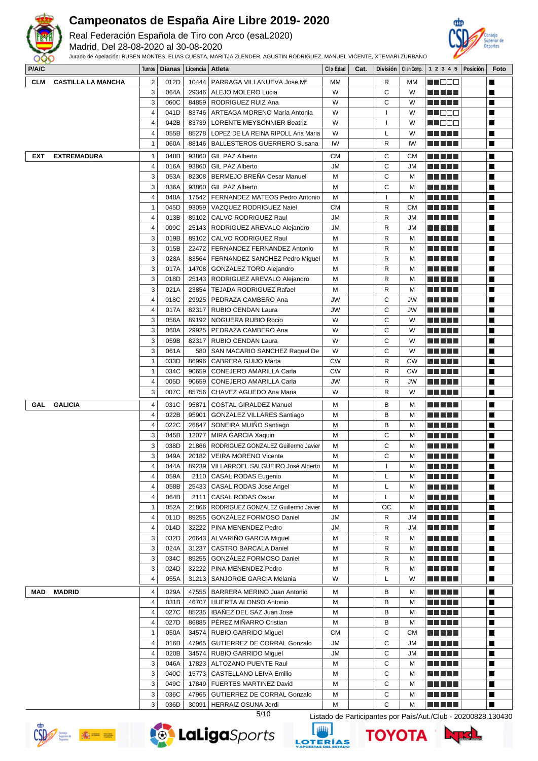# Campeonatos de España Aire Libre 2019- 2020

Real Federación Española de Tiro con Arco (esaL2020)

Madrid, Del 28-08-2020 al 30-08-2020

Jurado de Apelación: RUBEN MONTES, ELIAS CUESTA, MARITJA ZLENDER, AGUSTIN RODRIGUEZ, MANUEL VICENTE, XTEMARI ZURBANO

| P/A/C | | Turnos | Dianas | Licencia | Atleta | Cl x Edad | Cat. | División | Cl en Comp. | 1 2 3 4 5 | Posición | Foto |
|---|---|---|---|---|---|---|---|---|---|---|---|---|
| CLM | CASTILLA LA MANCHA | 2 | 012D | 10444 | PARRAGA VILLANUEVA Jose Mª | MM | | R | MM | ■■□□□ | | ■ |
| | | 3 | 064A | 29346 | ALEJO MOLERO Lucia | W | | C | W | ■■■■■ | | ■ |
| | | 3 | 060C | 84859 | RODRIGUEZ RUIZ Ana | W | | C | W | ■■■■■ | | ■ |
| | | 4 | 041D | 83746 | ARTEAGA MORENO María Antonia | W | | I | W | ■■□□□ | | ■ |
| | | 4 | 042B | 83739 | LORENTE MEYSONNIER Beatriz | W | | I | W | ■■□□□ | | ■ |
| | | 4 | 055B | 85278 | LOPEZ DE LA REINA RIPOLL Ana Maria | W | | L | W | ■■■■■ | | ■ |
| | | 1 | 060A | 88146 | BALLESTEROS GUERRERO Susana | IW | | R | IW | ■■■■■ | | ■ |
| EXT | EXTREMADURA | 1 | 048B | 93860 | GIL PAZ Alberto | CM | | C | CM | ■■■■■ | | ■ |
| | | 4 | 016A | 93860 | GIL PAZ Alberto | JM | | C | JM | ■■■■■ | | ■ |
| | | 3 | 053A | 82308 | BERMEJO BREÑA Cesar Manuel | M | | C | M | ■■■■■ | | ■ |
| | | 3 | 036A | 93860 | GIL PAZ Alberto | M | | C | M | ■■■■■ | | ■ |
| | | 4 | 048A | 17542 | FERNANDEZ MATEOS Pedro Antonio | M | | I | M | ■■■■■ | | ■ |
| | | 1 | 045D | 93059 | VAZQUEZ RODRIGUEZ Naiel | CM | | R | CM | ■■■■■ | | ■ |
| | | 4 | 013B | 89102 | CALVO RODRIGUEZ Raul | JM | | R | JM | ■■■■■ | | ■ |
| | | 4 | 009C | 25143 | RODRIGUEZ AREVALO Alejandro | JM | | R | JM | ■■■■■ | | ■ |
| | | 3 | 019B | 89102 | CALVO RODRIGUEZ Raul | M | | R | M | ■■■■■ | | ■ |
| | | 3 | 015B | 22472 | FERNANDEZ FERNANDEZ Antonio | M | | R | M | ■■■■■ | | ■ |
| | | 3 | 028A | 83564 | FERNANDEZ SANCHEZ Pedro Miguel | M | | R | M | ■■■■■ | | ■ |
| | | 3 | 017A | 14708 | GONZALEZ TORO Alejandro | M | | R | M | ■■■■■ | | ■ |
| | | 3 | 018D | 25143 | RODRIGUEZ AREVALO Alejandro | M | | R | M | ■■■■■ | | ■ |
| | | 3 | 021A | 23854 | TEJADA RODRIGUEZ Rafael | M | | R | M | ■■■■■ | | ■ |
| | | 4 | 018C | 29925 | PEDRAZA CAMBERO Ana | JW | | C | JW | ■■■■■ | | ■ |
| | | 4 | 017A | 82317 | RUBIO CENDAN Laura | JW | | C | JW | ■■■■■ | | ■ |
| | | 3 | 056A | 89192 | NOGUERA RUBIO Rocio | W | | C | W | ■■■■■ | | ■ |
| | | 3 | 060A | 29925 | PEDRAZA CAMBERO Ana | W | | C | W | ■■■■■ | | ■ |
| | | 3 | 059B | 82317 | RUBIO CENDAN Laura | W | | C | W | ■■■■■ | | ■ |
| | | 3 | 061A | 580 | SAN MACARIO SANCHEZ Raquel De | W | | C | W | ■■■■■ | | ■ |
| | | 1 | 033D | 86996 | CABRERA GUIJO Marta | CW | | R | CW | ■■■■■ | | ■ |
| | | 1 | 034C | 90659 | CONEJERO AMARILLA Carla | CW | | R | CW | ■■■■■ | | ■ |
| | | 4 | 005D | 90659 | CONEJERO AMARILLA Carla | JW | | R | JW | ■■■■■ | | ■ |
| | | 3 | 007C | 85756 | CHAVEZ AGUEDO Ana Maria | W | | R | W | ■■■■■ | | ■ |
| GAL | GALICIA | 4 | 031C | 95871 | COSTAL GIRALDEZ Manuel | M | | B | M | ■■■■■ | | ■ |
| | | 4 | 022B | 95901 | GONZALEZ VILLARES Santiago | M | | B | M | ■■■■■ | | ■ |
| | | 4 | 022C | 26647 | SONEIRA MUIÑO Santiago | M | | B | M | ■■■■■ | | ■ |
| | | 3 | 045B | 12077 | MIRA GARCIA Xaquin | M | | C | M | ■■■■■ | | ■ |
| | | 3 | 038D | 21866 | RODRIGUEZ GONZALEZ Guillermo Javier | M | | C | M | ■■■■■ | | ■ |
| | | 3 | 049A | 20182 | VEIRA MORENO Vicente | M | | C | M | ■■■■■ | | ■ |
| | | 4 | 044A | 89239 | VILLARROEL SALGUEIRO José Alberto | M | | I | M | ■■■■■ | | ■ |
| | | 4 | 059A | 2110 | CASAL RODAS Eugenio | M | | L | M | ■■■■■ | | ■ |
| | | 4 | 058B | 25433 | CASAL RODAS Jose Angel | M | | L | M | ■■■■■ | | ■ |
| | | 4 | 064B | 2111 | CASAL RODAS Oscar | M | | L | M | ■■■■■ | | ■ |
| | | 1 | 052A | 21866 | RODRIGUEZ GONZALEZ Guillermo Javier | M | | OC | M | ■■■■■ | | ■ |
| | | 4 | 011D | 89255 | GONZÁLEZ FORMOSO Daniel | JM | | R | JM | ■■■■■ | | ■ |
| | | 4 | 014D | 32222 | PINA MENENDEZ Pedro | JM | | R | JM | ■■■■■ | | ■ |
| | | 3 | 032D | 26643 | ALVARIÑO GARCIA Miguel | M | | R | M | ■■■■■ | | ■ |
| | | 3 | 024A | 31237 | CASTRO BARCALA Daniel | M | | R | M | ■■■■■ | | ■ |
| | | 3 | 034C | 89255 | GONZÁLEZ FORMOSO Daniel | M | | R | M | ■■■■■ | | ■ |
| | | 3 | 024D | 32222 | PINA MENENDEZ Pedro | M | | R | M | ■■■■■ | | ■ |
| | | 4 | 055A | 31213 | SANJORGE GARCIA Melania | W | | L | W | ■■■■■ | | ■ |
| MAD | MADRID | 4 | 029A | 47555 | BARRERA MERINO Juan Antonio | M | | B | M | ■■■■■ | | ■ |
| | | 4 | 031B | 46707 | HUERTA ALONSO Antonio | M | | B | M | ■■■■■ | | ■ |
| | | 4 | 027C | 85235 | IBAÑEZ DEL SAZ Juan José | M | | B | M | ■■■■■ | | ■ |
| | | 4 | 027D | 86885 | PÉREZ MIÑARRO Cristian | M | | B | M | ■■■■■ | | ■ |
| | | 1 | 050A | 34574 | RUBIO GARRIDO Miguel | CM | | C | CM | ■■■■■ | | ■ |
| | | 4 | 016B | 47965 | GUTIERREZ DE CORRAL Gonzalo | JM | | C | JM | ■■■■■ | | ■ |
| | | 4 | 020B | 34574 | RUBIO GARRIDO Miguel | JM | | C | JM | ■■■■■ | | ■ |
| | | 3 | 046A | 17823 | ALTOZANO PUENTE Raul | M | | C | M | ■■■■■ | | ■ |
| | | 3 | 040C | 15773 | CASTELLANO LEIVA Emilio | M | | C | M | ■■■■■ | | ■ |
| | | 3 | 049C | 17849 | FUERTES MARTINEZ David | M | | C | M | ■■■■■ | | ■ |
| | | 3 | 036C | 47965 | GUTIERREZ DE CORRAL Gonzalo | M | | C | M | ■■■■■ | | ■ |
| | | 3 | 036D | 30091 | HERRAIZ OSUNA Jordi | M | | C | M | ■■■■■ | | ■ |

Listado de Participantes por País/Aut./Club - 20200828.130430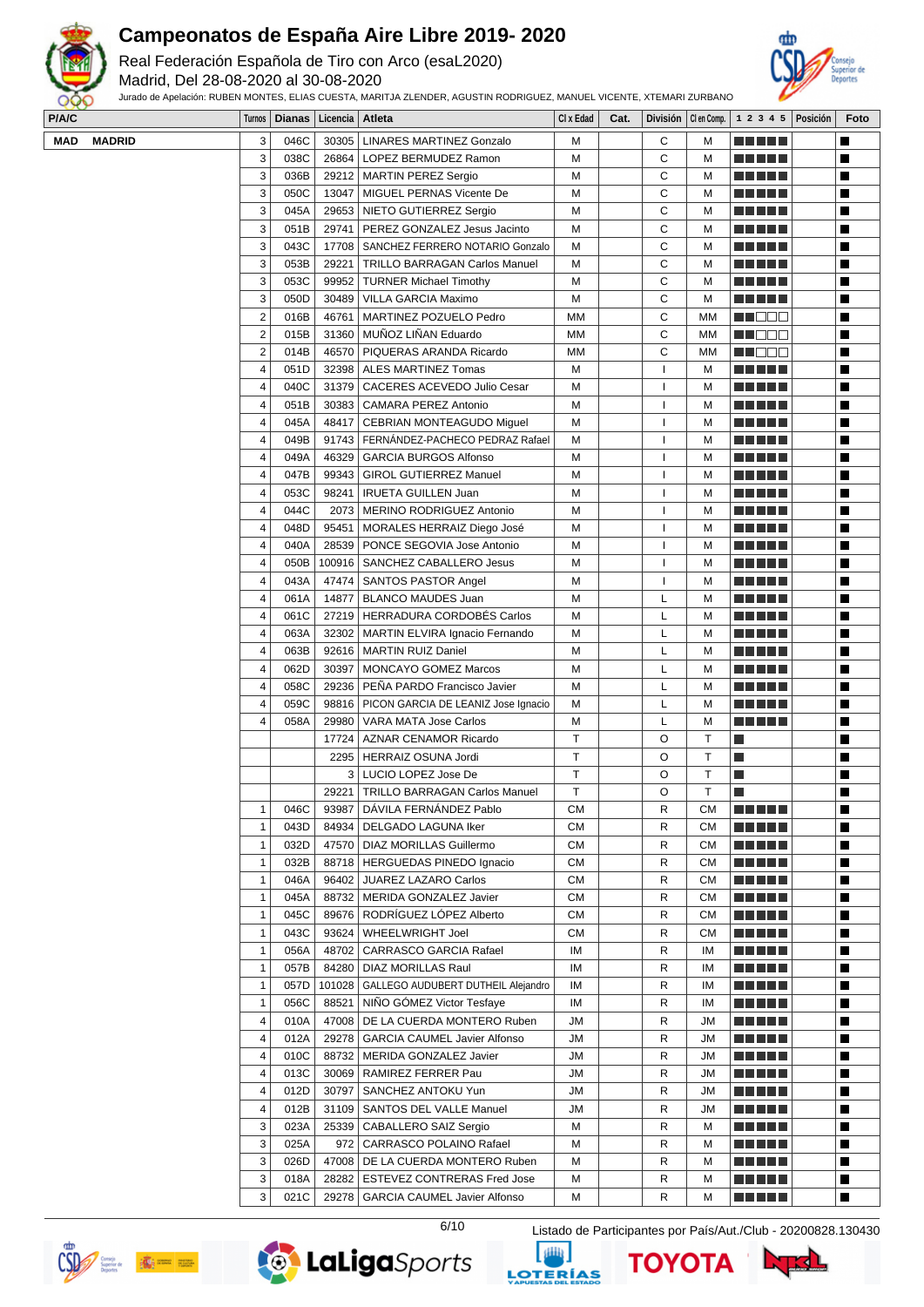# Campeonatos de España Aire Libre 2019- 2020

Real Federación Española de Tiro con Arco (esaL2020)

Madrid, Del 28-08-2020 al 30-08-2020

Jurado de Apelación: RUBEN MONTES, ELIAS CUESTA, MARITJA ZLENDER, AGUSTIN RODRIGUEZ, MANUEL VICENTE, XTEMARI ZURBANO

| P/A/C | Turnos | Dianas | Licencia | Atleta | Cl x Edad | Cat. | División | Cl en Comp. | 1 2 3 4 5 | Posición | Foto |
|---|---|---|---|---|---|---|---|---|---|---|---|
| MAD MADRID | 3 | 046C | 30305 | LINARES MARTINEZ Gonzalo | M | | C | M | ■■■■■ | | ■ |
| | 3 | 038C | 26864 | LOPEZ BERMUDEZ Ramon | M | | C | M | ■■■■■ | | ■ |
| | 3 | 036B | 29212 | MARTIN PEREZ Sergio | M | | C | M | ■■■■■ | | ■ |
| | 3 | 050C | 13047 | MIGUEL PERNAS Vicente De | M | | C | M | ■■■■■ | | ■ |
| | 3 | 045A | 29653 | NIETO GUTIERREZ Sergio | M | | C | M | ■■■■■ | | ■ |
| | 3 | 051B | 29741 | PEREZ GONZALEZ Jesus Jacinto | M | | C | M | ■■■■■ | | ■ |
| | 3 | 043C | 17708 | SANCHEZ FERRERO NOTARIO Gonzalo | M | | C | M | ■■■■■ | | ■ |
| | 3 | 053B | 29221 | TRILLO BARRAGAN Carlos Manuel | M | | C | M | ■■■■■ | | ■ |
| | 3 | 053C | 99952 | TURNER Michael Timothy | M | | C | M | ■■■■■ | | ■ |
| | 3 | 050D | 30489 | VILLA GARCIA Maximo | M | | C | M | ■■■■■ | | ■ |
| | 2 | 016B | 46761 | MARTINEZ POZUELO Pedro | MM | | C | MM | ■■□□□ | | ■ |
| | 2 | 015B | 31360 | MUÑOZ LIÑAN Eduardo | MM | | C | MM | ■■□□□ | | ■ |
| | 2 | 014B | 46570 | PIQUERAS ARANDA Ricardo | MM | | C | MM | ■■□□□ | | ■ |
| | 4 | 051D | 32398 | ALES MARTINEZ Tomas | M | | I | M | ■■■■■ | | ■ |
| | 4 | 040C | 31379 | CACERES ACEVEDO Julio Cesar | M | | I | M | ■■■■■ | | ■ |
| | 4 | 051B | 30383 | CAMARA PEREZ Antonio | M | | I | M | ■■■■■ | | ■ |
| | 4 | 045A | 48417 | CEBRIAN MONTEAGUDO Miguel | M | | I | M | ■■■■■ | | ■ |
| | 4 | 049B | 91743 | FERNÁNDEZ-PACHECO PEDRAZ Rafael | M | | I | M | ■■■■■ | | ■ |
| | 4 | 049A | 46329 | GARCIA BURGOS Alfonso | M | | I | M | ■■■■■ | | ■ |
| | 4 | 047B | 99343 | GIROL GUTIERREZ Manuel | M | | I | M | ■■■■■ | | ■ |
| | 4 | 053C | 98241 | IRUETA GUILLEN Juan | M | | I | M | ■■■■■ | | ■ |
| | 4 | 044C | 2073 | MERINO RODRIGUEZ Antonio | M | | I | M | ■■■■■ | | ■ |
| | 4 | 048D | 95451 | MORALES HERRAIZ Diego José | M | | I | M | ■■■■■ | | ■ |
| | 4 | 040A | 28539 | PONCE SEGOVIA Jose Antonio | M | | I | M | ■■■■■ | | ■ |
| | 4 | 050B | 100916 | SANCHEZ CABALLERO Jesus | M | | I | M | ■■■■■ | | ■ |
| | 4 | 043A | 47474 | SANTOS PASTOR Angel | M | | I | M | ■■■■■ | | ■ |
| | 4 | 061A | 14877 | BLANCO MAUDES Juan | M | | L | M | ■■■■■ | | ■ |
| | 4 | 061C | 27219 | HERRADURA CORDOBÉS Carlos | M | | L | M | ■■■■■ | | ■ |
| | 4 | 063A | 32302 | MARTIN ELVIRA Ignacio Fernando | M | | L | M | ■■■■■ | | ■ |
| | 4 | 063B | 92616 | MARTIN RUIZ Daniel | M | | L | M | ■■■■■ | | ■ |
| | 4 | 062D | 30397 | MONCAYO GOMEZ Marcos | M | | L | M | ■■■■■ | | ■ |
| | 4 | 058C | 29236 | PEÑA PARDO Francisco Javier | M | | L | M | ■■■■■ | | ■ |
| | 4 | 059C | 98816 | PICON GARCIA DE LEANIZ Jose Ignacio | M | | L | M | ■■■■■ | | ■ |
| | 4 | 058A | 29980 | VARA MATA Jose Carlos | M | | L | M | ■■■■■ | | ■ |
| | | | 17724 | AZNAR CENAMOR Ricardo | T | | O | T | ■ | | ■ |
| | | | 2295 | HERRAIZ OSUNA Jordi | T | | O | T | ■ | | ■ |
| | | | 3 | LUCIO LOPEZ Jose De | T | | O | T | ■ | | ■ |
| | | | 29221 | TRILLO BARRAGAN Carlos Manuel | T | | O | T | ■ | | ■ |
| | 1 | 046C | 93987 | DÁVILA FERNÁNDEZ Pablo | CM | | R | CM | ■■■■■ | | ■ |
| | 1 | 043D | 84934 | DELGADO LAGUNA Iker | CM | | R | CM | ■■■■■ | | ■ |
| | 1 | 032D | 47570 | DIAZ MORILLAS Guillermo | CM | | R | CM | ■■■■■ | | ■ |
| | 1 | 032B | 88718 | HERGUEDAS PINEDO Ignacio | CM | | R | CM | ■■■■■ | | ■ |
| | 1 | 046A | 96402 | JUAREZ LAZARO Carlos | CM | | R | CM | ■■■■■ | | ■ |
| | 1 | 045A | 88732 | MERIDA GONZALEZ Javier | CM | | R | CM | ■■■■■ | | ■ |
| | 1 | 045C | 89676 | RODRÍGUEZ LÓPEZ Alberto | CM | | R | CM | ■■■■■ | | ■ |
| | 1 | 043C | 93624 | WHEELWRIGHT Joel | CM | | R | CM | ■■■■■ | | ■ |
| | 1 | 056A | 48702 | CARRASCO GARCIA Rafael | IM | | R | IM | ■■■■■ | | ■ |
| | 1 | 057B | 84280 | DIAZ MORILLAS Raul | IM | | R | IM | ■■■■■ | | ■ |
| | 1 | 057D | 101028 | GALLEGO AUDUBERT DUTHEIL Alejandro | IM | | R | IM | ■■■■■ | | ■ |
| | 1 | 056C | 88521 | NIÑO GÓMEZ Victor Tesfaye | IM | | R | IM | ■■■■■ | | ■ |
| | 4 | 010A | 47008 | DE LA CUERDA MONTERO Ruben | JM | | R | JM | ■■■■■ | | ■ |
| | 4 | 012A | 29278 | GARCIA CAUMEL Javier Alfonso | JM | | R | JM | ■■■■■ | | ■ |
| | 4 | 010C | 88732 | MERIDA GONZALEZ Javier | JM | | R | JM | ■■■■■ | | ■ |
| | 4 | 013C | 30069 | RAMIREZ FERRER Pau | JM | | R | JM | ■■■■■ | | ■ |
| | 4 | 012D | 30797 | SANCHEZ ANTOKU Yun | JM | | R | JM | ■■■■■ | | ■ |
| | 4 | 012B | 31109 | SANTOS DEL VALLE Manuel | JM | | R | JM | ■■■■■ | | ■ |
| | 3 | 023A | 25339 | CABALLERO SAIZ Sergio | M | | R | M | ■■■■■ | | ■ |
| | 3 | 025A | 972 | CARRASCO POLAINO Rafael | M | | R | M | ■■■■■ | | ■ |
| | 3 | 026D | 47008 | DE LA CUERDA MONTERO Ruben | M | | R | M | ■■■■■ | | ■ |
| | 3 | 018A | 28282 | ESTEVEZ CONTRERAS Fred Jose | M | | R | M | ■■■■■ | | ■ |
| | 3 | 021C | 29278 | GARCIA CAUMEL Javier Alfonso | M | | R | M | ■■■■■ | | ■ |

Listado de Participantes por País/Aut./Club - 20200828.130430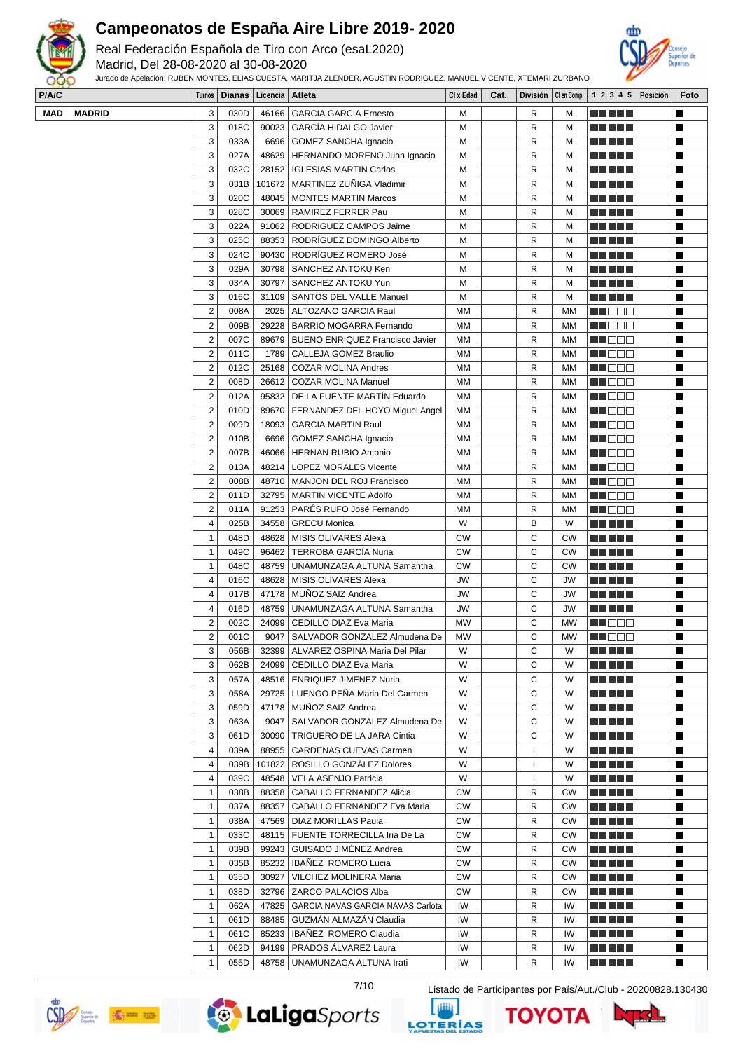# Campeonatos de España Aire Libre 2019- 2020

Real Federación Española de Tiro con Arco (esaL2020)

Madrid, Del 28-08-2020 al 30-08-2020

Jurado de Apelación: RUBEN MONTES, ELIAS CUESTA, MARITJA ZLENDER, AGUSTIN RODRIGUEZ, MANUEL VICENTE, XTEMARI ZURBANO

| P/A/C | Turnos | Dianas | Licencia | Atleta | Cl x Edad | Cat. | División | Cl en Comp. | 1 2 3 4 5 | Posición | Foto |
|---|---|---|---|---|---|---|---|---|---|---|---|
| MAD MADRID | 3 | 030D | 46166 | GARCIA GARCIA Ernesto | M | | R | M | ■■■■■ | | ■ |
| | 3 | 018C | 90023 | GARCÍA HIDALGO Javier | M | | R | M | ■■■■■ | | ■ |
| | 3 | 033A | 6696 | GOMEZ SANCHA Ignacio | M | | R | M | ■■■■■ | | ■ |
| | 3 | 027A | 48629 | HERNANDO MORENO Juan Ignacio | M | | R | M | ■■■■■ | | ■ |
| | 3 | 032C | 28152 | IGLESIAS MARTIN Carlos | M | | R | M | ■■■■■ | | ■ |
| | 3 | 031B | 101672 | MARTINEZ ZUÑIGA Vladimir | M | | R | M | ■■■■■ | | ■ |
| | 3 | 020C | 48045 | MONTES MARTIN Marcos | M | | R | M | ■■■■■ | | ■ |
| | 3 | 028C | 30069 | RAMIREZ FERRER Pau | M | | R | M | ■■■■■ | | ■ |
| | 3 | 022A | 91062 | RODRIGUEZ CAMPOS Jaime | M | | R | M | ■■■■■ | | ■ |
| | 3 | 025C | 88353 | RODRÍGUEZ DOMINGO Alberto | M | | R | M | ■■■■■ | | ■ |
| | 3 | 024C | 90430 | RODRÍGUEZ ROMERO José | M | | R | M | ■■■■■ | | ■ |
| | 3 | 029A | 30798 | SANCHEZ ANTOKU Ken | M | | R | M | ■■■■■ | | ■ |
| | 3 | 034A | 30797 | SANCHEZ ANTOKU Yun | M | | R | M | ■■■■■ | | ■ |
| | 3 | 016C | 31109 | SANTOS DEL VALLE Manuel | M | | R | M | ■■■■■ | | ■ |
| | 2 | 008A | 2025 | ALTOZANO GARCIA Raul | MM | | R | MM | ■■□□□ | | ■ |
| | 2 | 009B | 29228 | BARRIO MOGARRA Fernando | MM | | R | MM | ■■□□□ | | ■ |
| | 2 | 007C | 89679 | BUENO ENRIQUEZ Francisco Javier | MM | | R | MM | ■■□□□ | | ■ |
| | 2 | 011C | 1789 | CALLEJA GOMEZ Braulio | MM | | R | MM | ■■□□□ | | ■ |
| | 2 | 012C | 25168 | COZAR MOLINA Andres | MM | | R | MM | ■■□□□ | | ■ |
| | 2 | 008D | 26612 | COZAR MOLINA Manuel | MM | | R | MM | ■■□□□ | | ■ |
| | 2 | 012A | 95832 | DE LA FUENTE MARTÍN Eduardo | MM | | R | MM | ■■□□□ | | ■ |
| | 2 | 010D | 89670 | FERNANDEZ DEL HOYO Miguel Angel | MM | | R | MM | ■■□□□ | | ■ |
| | 2 | 009D | 18093 | GARCIA MARTIN Raul | MM | | R | MM | ■■□□□ | | ■ |
| | 2 | 010B | 6696 | GOMEZ SANCHA Ignacio | MM | | R | MM | ■■□□□ | | ■ |
| | 2 | 007B | 46066 | HERNAN RUBIO Antonio | MM | | R | MM | ■■□□□ | | ■ |
| | 2 | 013A | 48214 | LOPEZ MORALES Vicente | MM | | R | MM | ■■□□□ | | ■ |
| | 2 | 008B | 48710 | MANJON DEL ROJ Francisco | MM | | R | MM | ■■□□□ | | ■ |
| | 2 | 011D | 32795 | MARTIN VICENTE Adolfo | MM | | R | MM | ■■□□□ | | ■ |
| | 2 | 011A | 91253 | PARÉS RUFO José Fernando | MM | | R | MM | ■■□□□ | | ■ |
| | 4 | 025B | 34558 | GRECU Monica | W | | B | W | ■■■■■ | | ■ |
| | 1 | 048D | 48628 | MISIS OLIVARES Alexa | CW | | C | CW | ■■■■■ | | ■ |
| | 1 | 049C | 96462 | TERROBA GARCÍA Nuria | CW | | C | CW | ■■■■■ | | ■ |
| | 1 | 048C | 48759 | UNAMUNZAGA ALTUNA Samantha | CW | | C | CW | ■■■■■ | | ■ |
| | 4 | 016C | 48628 | MISIS OLIVARES Alexa | JW | | C | JW | ■■■■■ | | ■ |
| | 4 | 017B | 47178 | MUÑOZ SAIZ Andrea | JW | | C | JW | ■■■■■ | | ■ |
| | 4 | 016D | 48759 | UNAMUNZAGA ALTUNA Samantha | JW | | C | JW | ■■■■■ | | ■ |
| | 2 | 002C | 24099 | CEDILLO DIAZ Eva Maria | MW | | C | MW | ■■□□□ | | ■ |
| | 2 | 001C | 9047 | SALVADOR GONZALEZ Almudena De | MW | | C | MW | ■■□□□ | | ■ |
| | 3 | 056B | 32399 | ALVAREZ OSPINA Maria Del Pilar | W | | C | W | ■■■■■ | | ■ |
| | 3 | 062B | 24099 | CEDILLO DIAZ Eva Maria | W | | C | W | ■■■■■ | | ■ |
| | 3 | 057A | 48516 | ENRIQUEZ JIMENEZ Nuria | W | | C | W | ■■■■■ | | ■ |
| | 3 | 058A | 29725 | LUENGO PEÑA Maria Del Carmen | W | | C | W | ■■■■■ | | ■ |
| | 3 | 059D | 47178 | MUÑOZ SAIZ Andrea | W | | C | W | ■■■■■ | | ■ |
| | 3 | 063A | 9047 | SALVADOR GONZALEZ Almudena De | W | | C | W | ■■■■■ | | ■ |
| | 3 | 061D | 30090 | TRIGUERO DE LA JARA Cintia | W | | C | W | ■■■■■ | | ■ |
| | 4 | 039A | 88955 | CARDENAS CUEVAS Carmen | W | | I | W | ■■■■■ | | ■ |
| | 4 | 039B | 101822 | ROSILLO GONZÁLEZ Dolores | W | | I | W | ■■■■■ | | ■ |
| | 4 | 039C | 48548 | VELA ASENJO Patricia | W | | I | W | ■■■■■ | | ■ |
| | 1 | 038B | 88358 | CABALLO FERNANDEZ Alicia | CW | | R | CW | ■■■■■ | | ■ |
| | 1 | 037A | 88357 | CABALLO FERNÁNDEZ Eva Maria | CW | | R | CW | ■■■■■ | | ■ |
| | 1 | 038A | 47569 | DIAZ MORILLAS Paula | CW | | R | CW | ■■■■■ | | ■ |
| | 1 | 033C | 48115 | FUENTE TORRECILLA Iria De La | CW | | R | CW | ■■■■■ | | ■ |
| | 1 | 039B | 99243 | GUISADO JIMÉNEZ Andrea | CW | | R | CW | ■■■■■ | | ■ |
| | 1 | 035B | 85232 | IBAÑEZ ROMERO Lucia | CW | | R | CW | ■■■■■ | | ■ |
| | 1 | 035D | 30927 | VILCHEZ MOLINERA Maria | CW | | R | CW | ■■■■■ | | ■ |
| | 1 | 038D | 32796 | ZARCO PALACIOS Alba | CW | | R | CW | ■■■■■ | | ■ |
| | 1 | 062A | 47825 | GARCIA NAVAS GARCIA NAVAS Carlota | IW | | R | IW | ■■■■■ | | ■ |
| | 1 | 061D | 88485 | GUZMÁN ALMAZÁN Claudia | IW | | R | IW | ■■■■■ | | ■ |
| | 1 | 061C | 85233 | IBAÑEZ ROMERO Claudia | IW | | R | IW | ■■■■■ | | ■ |
| | 1 | 062D | 94199 | PRADOS ÁLVAREZ Laura | IW | | R | IW | ■■■■■ | | ■ |
| | 1 | 055D | 48758 | UNAMUNZAGA ALTUNA Irati | IW | | R | IW | ■■■■■ | | ■ |

Listado de Participantes por País/Aut./Club - 20200828.130430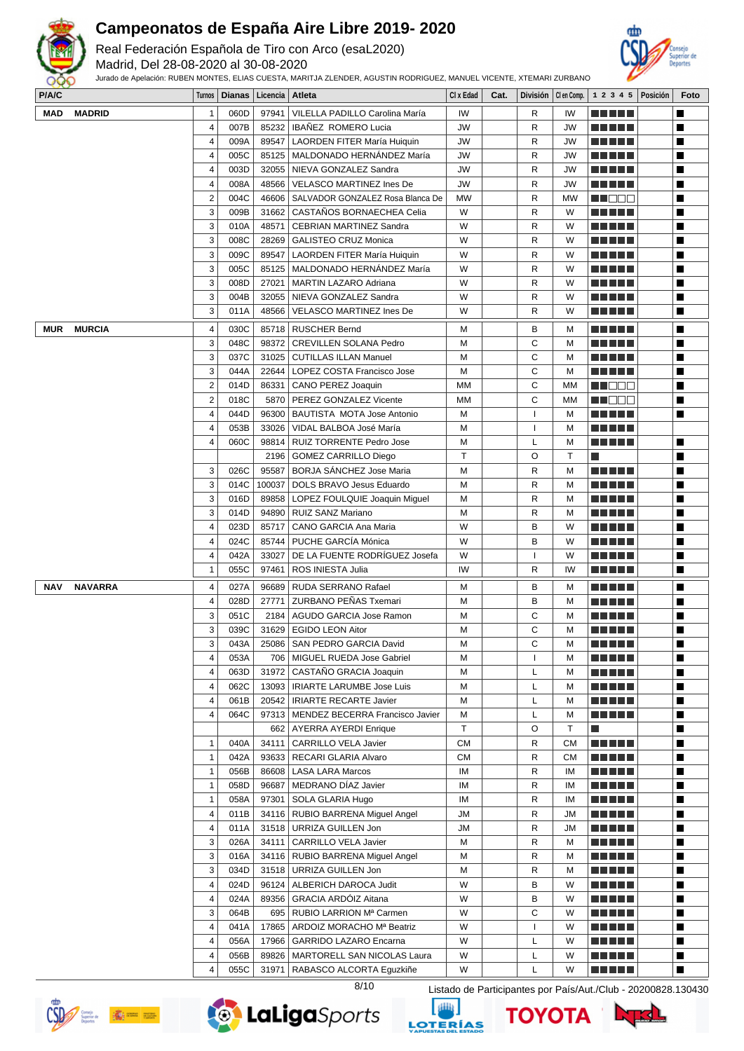# Campeonatos de España Aire Libre 2019- 2020

Real Federación Española de Tiro con Arco (esaL2020)

Madrid, Del 28-08-2020 al 30-08-2020

Jurado de Apelación: RUBEN MONTES, ELIAS CUESTA, MARITJA ZLENDER, AGUSTIN RODRIGUEZ, MANUEL VICENTE, XTEMARI ZURBANO

| P/A/C | Turnos | Dianas | Licencia | Atleta | Cl x Edad | Cat. | División | Cl en Comp. | 1 2 3 4 5 | Posición | Foto |
|---|---|---|---|---|---|---|---|---|---|---|---|
| **MAD MADRID** | 1 | 060D | 97941 | VILELLA PADILLO Carolina María | IW | | R | IW | ■■■■■ | | ■ |
| | 4 | 007B | 85232 | IBAÑEZ ROMERO Lucia | JW | | R | JW | ■■■■■ | | ■ |
| | 4 | 009A | 89547 | LAORDEN FITER María Huiquin | JW | | R | JW | ■■■■■ | | ■ |
| | 4 | 005C | 85125 | MALDONADO HERNÁNDEZ María | JW | | R | JW | ■■■■■ | | ■ |
| | 4 | 003D | 32055 | NIEVA GONZALEZ Sandra | JW | | R | JW | ■■■■■ | | ■ |
| | 4 | 008A | 48566 | VELASCO MARTINEZ Ines De | JW | | R | JW | ■■■■■ | | ■ |
| | 2 | 004C | 46606 | SALVADOR GONZALEZ Rosa Blanca De | MW | | R | MW | ■■□□□ | | ■ |
| | 3 | 009B | 31662 | CASTAÑOS BORNAECHEA Celia | W | | R | W | ■■■■■ | | ■ |
| | 3 | 010A | 48571 | CEBRIAN MARTINEZ Sandra | W | | R | W | ■■■■■ | | ■ |
| | 3 | 008C | 28269 | GALISTEO CRUZ Monica | W | | R | W | ■■■■■ | | ■ |
| | 3 | 009C | 89547 | LAORDEN FITER María Huiquin | W | | R | W | ■■■■■ | | ■ |
| | 3 | 005C | 85125 | MALDONADO HERNÁNDEZ María | W | | R | W | ■■■■■ | | ■ |
| | 3 | 008D | 27021 | MARTIN LAZARO Adriana | W | | R | W | ■■■■■ | | ■ |
| | 3 | 004B | 32055 | NIEVA GONZALEZ Sandra | W | | R | W | ■■■■■ | | ■ |
| | 3 | 011A | 48566 | VELASCO MARTINEZ Ines De | W | | R | W | ■■■■■ | | ■ |
| **MUR MURCIA** | 4 | 030C | 85718 | RUSCHER Bernd | M | | B | M | ■■■■■ | | ■ |
| | 3 | 048C | 98372 | CREVILLEN SOLANA Pedro | M | | C | M | ■■■■■ | | ■ |
| | 3 | 037C | 31025 | CUTILLAS ILLAN Manuel | M | | C | M | ■■■■■ | | ■ |
| | 3 | 044A | 22644 | LOPEZ COSTA Francisco Jose | M | | C | M | ■■■■■ | | ■ |
| | 2 | 014D | 86331 | CANO PEREZ Joaquin | MM | | C | MM | ■■□□□ | | ■ |
| | 2 | 018C | 5870 | PEREZ GONZALEZ Vicente | MM | | C | MM | ■■□□□ | | ■ |
| | 4 | 044D | 96300 | BAUTISTA MOTA Jose Antonio | M | | I | M | ■■■■■ | | ■ |
| | 4 | 053B | 33026 | VIDAL BALBOA José María | M | | I | M | ■■■■■ | | |
| | 4 | 060C | 98814 | RUIZ TORRENTE Pedro Jose | M | | L | M | ■■■■■ | | ■ |
| | | | 2196 | GOMEZ CARRILLO Diego | T | | O | T | ■ | | ■ |
| | 3 | 026C | 95587 | BORJA SÁNCHEZ Jose Maria | M | | R | M | ■■■■■ | | ■ |
| | 3 | 014C | 100037 | DOLS BRAVO Jesus Eduardo | M | | R | M | ■■■■■ | | ■ |
| | 3 | 016D | 89858 | LOPEZ FOULQUIE Joaquin Miguel | M | | R | M | ■■■■■ | | ■ |
| | 3 | 014D | 94890 | RUIZ SANZ Mariano | M | | R | M | ■■■■■ | | ■ |
| | 4 | 023D | 85717 | CANO GARCIA Ana Maria | W | | B | W | ■■■■■ | | ■ |
| | 4 | 024C | 85744 | PUCHE GARCÍA Mónica | W | | B | W | ■■■■■ | | ■ |
| | 4 | 042A | 33027 | DE LA FUENTE RODRÍGUEZ Josefa | W | | I | W | ■■■■■ | | ■ |
| | 1 | 055C | 97461 | ROS INIESTA Julia | IW | | R | IW | ■■■■■ | | ■ |
| **NAV NAVARRA** | 4 | 027A | 96689 | RUDA SERRANO Rafael | M | | B | M | ■■■■■ | | ■ |
| | 4 | 028D | 27771 | ZURBANO PEÑAS Txemari | M | | B | M | ■■■■■ | | ■ |
| | 3 | 051C | 2184 | AGUDO GARCIA Jose Ramon | M | | C | M | ■■■■■ | | ■ |
| | 3 | 039C | 31629 | EGIDO LEON Aitor | M | | C | M | ■■■■■ | | ■ |
| | 3 | 043A | 25086 | SAN PEDRO GARCIA David | M | | C | M | ■■■■■ | | ■ |
| | 4 | 053A | 706 | MIGUEL RUEDA Jose Gabriel | M | | I | M | ■■■■■ | | ■ |
| | 4 | 063D | 31972 | CASTAÑO GRACIA Joaquin | M | | L | M | ■■■■■ | | ■ |
| | 4 | 062C | 13093 | IRIARTE LARUMBE Jose Luis | M | | L | M | ■■■■■ | | ■ |
| | 4 | 061B | 20542 | IRIARTE RECARTE Javier | M | | L | M | ■■■■■ | | ■ |
| | 4 | 064C | 97313 | MENDEZ BECERRA Francisco Javier | M | | L | M | ■■■■■ | | ■ |
| | | | 662 | AYERRA AYERDI Enrique | T | | O | T | ■ | | ■ |
| | 1 | 040A | 34111 | CARRILLO VELA Javier | CM | | R | CM | ■■■■■ | | ■ |
| | 1 | 042A | 93633 | RECARI GLARIA Alvaro | CM | | R | CM | ■■■■■ | | ■ |
| | 1 | 056B | 86608 | LASA LARA Marcos | IM | | R | IM | ■■■■■ | | ■ |
| | 1 | 058D | 96687 | MEDRANO DÍAZ Javier | IM | | R | IM | ■■■■■ | | ■ |
| | 1 | 058A | 97301 | SOLA GLARIA Hugo | IM | | R | IM | ■■■■■ | | ■ |
| | 4 | 011B | 34116 | RUBIO BARRENA Miguel Angel | JM | | R | JM | ■■■■■ | | ■ |
| | 4 | 011A | 31518 | URRIZA GUILLEN Jon | JM | | R | JM | ■■■■■ | | ■ |
| | 3 | 026A | 34111 | CARRILLO VELA Javier | M | | R | M | ■■■■■ | | ■ |
| | 3 | 016A | 34116 | RUBIO BARRENA Miguel Angel | M | | R | M | ■■■■■ | | ■ |
| | 3 | 034D | 31518 | URRIZA GUILLEN Jon | M | | R | M | ■■■■■ | | ■ |
| | 4 | 024D | 96124 | ALBERICH DAROCA Judit | W | | B | W | ■■■■■ | | ■ |
| | 4 | 024A | 89356 | GRACIA ARDÓIZ Aitana | W | | B | W | ■■■■■ | | ■ |
| | 3 | 064B | 695 | RUBIO LARRION Mª Carmen | W | | C | W | ■■■■■ | | ■ |
| | 4 | 041A | 17865 | ARDOIZ MORACHO Mª Beatriz | W | | I | W | ■■■■■ | | ■ |
| | 4 | 056A | 17966 | GARRIDO LAZARO Encarna | W | | L | W | ■■■■■ | | ■ |
| | 4 | 056B | 89826 | MARTORELL SAN NICOLAS Laura | W | | L | W | ■■■■■ | | ■ |
| | 4 | 055C | 31971 | RABASCO ALCORTA Eguzkiñe | W | | L | W | ■■■■■ | | ■ |

Listado de Participantes por País/Aut./Club - 20200828.130430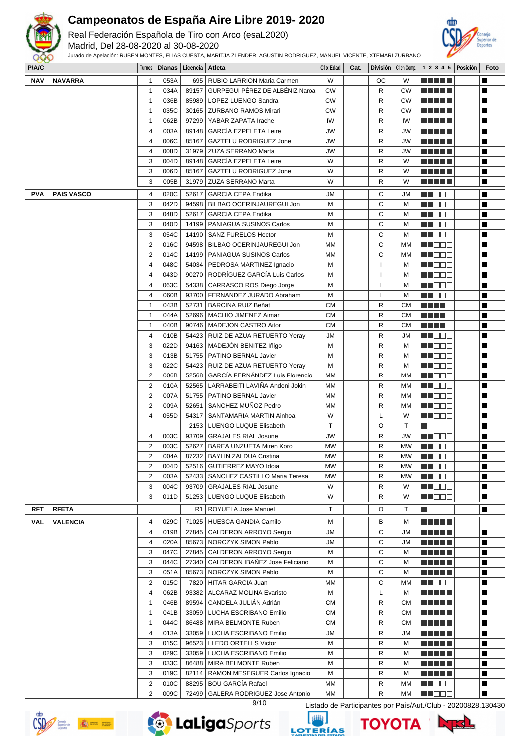# Campeonatos de España Aire Libre 2019- 2020

Real Federación Española de Tiro con Arco (esaL2020)
Madrid, Del 28-08-2020 al 30-08-2020
Jurado de Apelación: RUBEN MONTES, ELIAS CUESTA, MARITJA ZLENDER, AGUSTIN RODRIGUEZ, MANUEL VICENTE, XTEMARI ZURBANO

| P/A/C | Turnos | Dianas | Licencia | Atleta | Cl x Edad | Cat. | División | Cl en Comp. | 1 2 3 4 5 | Posición | Foto |
|---|---|---|---|---|---|---|---|---|---|---|---|
| NAV NAVARRA | 1 | 053A | 695 | RUBIO LARRION Maria Carmen | W | | OC | W | ■■■■■ | | ■ |
| | 1 | 034A | 89157 | GURPEGUI PÉREZ DE ALBÉNIZ Naroa | CW | | R | CW | ■■■■■ | | ■ |
| | 1 | 036B | 85989 | LOPEZ LUENGO Sandra | CW | | R | CW | ■■■■■ | | ■ |
| | 1 | 035C | 30165 | ZURBANO RAMOS Mirari | CW | | R | CW | ■■■■■ | | ■ |
| | 1 | 062B | 97299 | YABAR ZAPATA Irache | IW | | R | IW | ■■■■■ | | ■ |
| | 4 | 003A | 89148 | GARCÍA EZPELETA Leire | JW | | R | JW | ■■■■■ | | ■ |
| | 4 | 006C | 85167 | GAZTELU RODRIGUEZ Jone | JW | | R | JW | ■■■■■ | | ■ |
| | 4 | 008D | 31979 | ZUZA SERRANO Marta | JW | | R | JW | ■■■■■ | | ■ |
| | 3 | 004D | 89148 | GARCÍA EZPELETA Leire | W | | R | W | ■■■■■ | | ■ |
| | 3 | 006D | 85167 | GAZTELU RODRIGUEZ Jone | W | | R | W | ■■■■■ | | ■ |
| | 3 | 005B | 31979 | ZUZA SERRANO Marta | W | | R | W | ■■■■■ | | ■ |
| PVA PAIS VASCO | 4 | 020C | 52617 | GARCIA CEPA Endika | JM | | C | JM | ■■□□□ | | ■ |
| | 3 | 042D | 94598 | BILBAO OCERINJAUREGUI Jon | M | | C | M | ■■□□□ | | ■ |
| | 3 | 048D | 52617 | GARCIA CEPA Endika | M | | C | M | ■■□□□ | | ■ |
| | 3 | 040D | 14199 | PANIAGUA SUSINOS Carlos | M | | C | M | ■■□□□ | | ■ |
| | 3 | 054C | 14190 | SANZ FURELOS Hector | M | | C | M | ■■□□□ | | ■ |
| | 2 | 016C | 94598 | BILBAO OCERINJAUREGUI Jon | MM | | C | MM | ■■□□□ | | ■ |
| | 2 | 014C | 14199 | PANIAGUA SUSINOS Carlos | MM | | C | MM | ■■□□□ | | ■ |
| | 4 | 048C | 54034 | PEDROSA MARTINEZ Ignacio | M | | I | M | ■■□□□ | | ■ |
| | 4 | 043D | 90270 | RODRÍGUEZ GARCÍA Luis Carlos | M | | I | M | ■■□□□ | | ■ |
| | 4 | 063C | 54338 | CARRASCO ROS Diego Jorge | M | | L | M | ■■□□□ | | ■ |
| | 4 | 060B | 93700 | FERNANDEZ JURADO Abraham | M | | L | M | ■■□□□ | | ■ |
| | 1 | 043B | 52731 | BARCINA RUIZ Beñat | CM | | R | CM | ■■■■□ | | ■ |
| | 1 | 044A | 52696 | MACHIO JIMENEZ Aimar | CM | | R | CM | ■■■■□ | | ■ |
| | 1 | 040B | 90746 | MADEJON CASTRO Aitor | CM | | R | CM | ■■■■□ | | ■ |
| | 4 | 010B | 54423 | RUIZ DE AZUA RETUERTO Yeray | JM | | R | JM | ■■□□□ | | ■ |
| | 3 | 022D | 94163 | MADEJÓN BENITEZ Iñigo | M | | R | M | ■■□□□ | | ■ |
| | 3 | 013B | 51755 | PATINO BERNAL Javier | M | | R | M | ■■□□□ | | ■ |
| | 3 | 022C | 54423 | RUIZ DE AZUA RETUERTO Yeray | M | | R | M | ■■□□□ | | ■ |
| | 2 | 006B | 52568 | GARCÍA FERNÁNDEZ Luis Florencio | MM | | R | MM | ■■□□□ | | ■ |
| | 2 | 010A | 52565 | LARRABEITI LAVIÑA Andoni Jokin | MM | | R | MM | ■■□□□ | | ■ |
| | 2 | 007A | 51755 | PATINO BERNAL Javier | MM | | R | MM | ■■□□□ | | ■ |
| | 2 | 009A | 52651 | SANCHEZ MUÑOZ Pedro | MM | | R | MM | ■■□□□ | | ■ |
| | 4 | 055D | 54317 | SANTAMARIA MARTIN Ainhoa | W | | L | W | ■■□□□ | | ■ |
| | | | 2153 | LUENGO LUQUE Elisabeth | T | | O | T | ■ | | ■ |
| | 4 | 003C | 93709 | GRAJALES RIAL Josune | JW | | R | JW | ■■□□□ | | ■ |
| | 2 | 003C | 52627 | BAREA UNZUETA Miren Koro | MW | | R | MW | ■■□□□ | | ■ |
| | 2 | 004A | 87232 | BAYLIN ZALDUA Cristina | MW | | R | MW | ■■□□□ | | ■ |
| | 2 | 004D | 52516 | GUTIERREZ MAYO Idoia | MW | | R | MW | ■■□□□ | | ■ |
| | 2 | 003A | 52433 | SANCHEZ CASTILLO Maria Teresa | MW | | R | MW | ■■□□□ | | ■ |
| | 3 | 004C | 93709 | GRAJALES RIAL Josune | W | | R | W | ■■□□□ | | ■ |
| | 3 | 011D | 51253 | LUENGO LUQUE Elisabeth | W | | R | W | ■■□□□ | | ■ |
| RFT RFETA | | | R1 | ROYUELA Jose Manuel | T | | O | T | ■ | | ■ |
| VAL VALENCIA | 4 | 029C | 71025 | HUESCA GANDIA Camilo | M | | B | M | ■■■■■ | | |
| | 4 | 019B | 27845 | CALDERON ARROYO Sergio | JM | | C | JM | ■■■■■ | | ■ |
| | 4 | 020A | 85673 | NORCZYK SIMON Pablo | JM | | C | JM | ■■■■■ | | ■ |
| | 3 | 047C | 27845 | CALDERON ARROYO Sergio | M | | C | M | ■■■■■ | | ■ |
| | 3 | 044C | 27340 | CALDERON IBAÑEZ Jose Feliciano | M | | C | M | ■■■■■ | | ■ |
| | 3 | 051A | 85673 | NORCZYK SIMON Pablo | M | | C | M | ■■■■■ | | ■ |
| | 2 | 015C | 7820 | HITAR GARCIA Juan | MM | | C | MM | ■■□□□ | | ■ |
| | 4 | 062B | 93382 | ALCARAZ MOLINA Evaristo | M | | L | M | ■■■■■ | | ■ |
| | 1 | 046B | 89594 | CANDELA JULIÁN Adrián | CM | | R | CM | ■■■■■ | | ■ |
| | 1 | 041B | 33059 | LUCHA ESCRIBANO Emilio | CM | | R | CM | ■■■■■ | | ■ |
| | 1 | 044C | 86488 | MIRA BELMONTE Ruben | CM | | R | CM | ■■■■■ | | ■ |
| | 4 | 013A | 33059 | LUCHA ESCRIBANO Emilio | JM | | R | JM | ■■■■■ | | ■ |
| | 3 | 015C | 96523 | LLEDO ORTELLS Victor | M | | R | M | ■■■■■ | | ■ |
| | 3 | 029C | 33059 | LUCHA ESCRIBANO Emilio | M | | R | M | ■■■■■ | | ■ |
| | 3 | 033C | 86488 | MIRA BELMONTE Ruben | M | | R | M | ■■■■■ | | ■ |
| | 3 | 019C | 82114 | RAMON MESEGUER Carlos Ignacio | M | | R | M | ■■■■■ | | ■ |
| | 2 | 010C | 88295 | BOU GARCÍA Rafael | MM | | R | MM | ■■□□□ | | ■ |
| | 2 | 009C | 72499 | GALERA RODRIGUEZ Jose Antonio | MM | | R | MM | ■■□□□ | | ■ |

Listado de Participantes por País/Aut./Club - 20200828.130430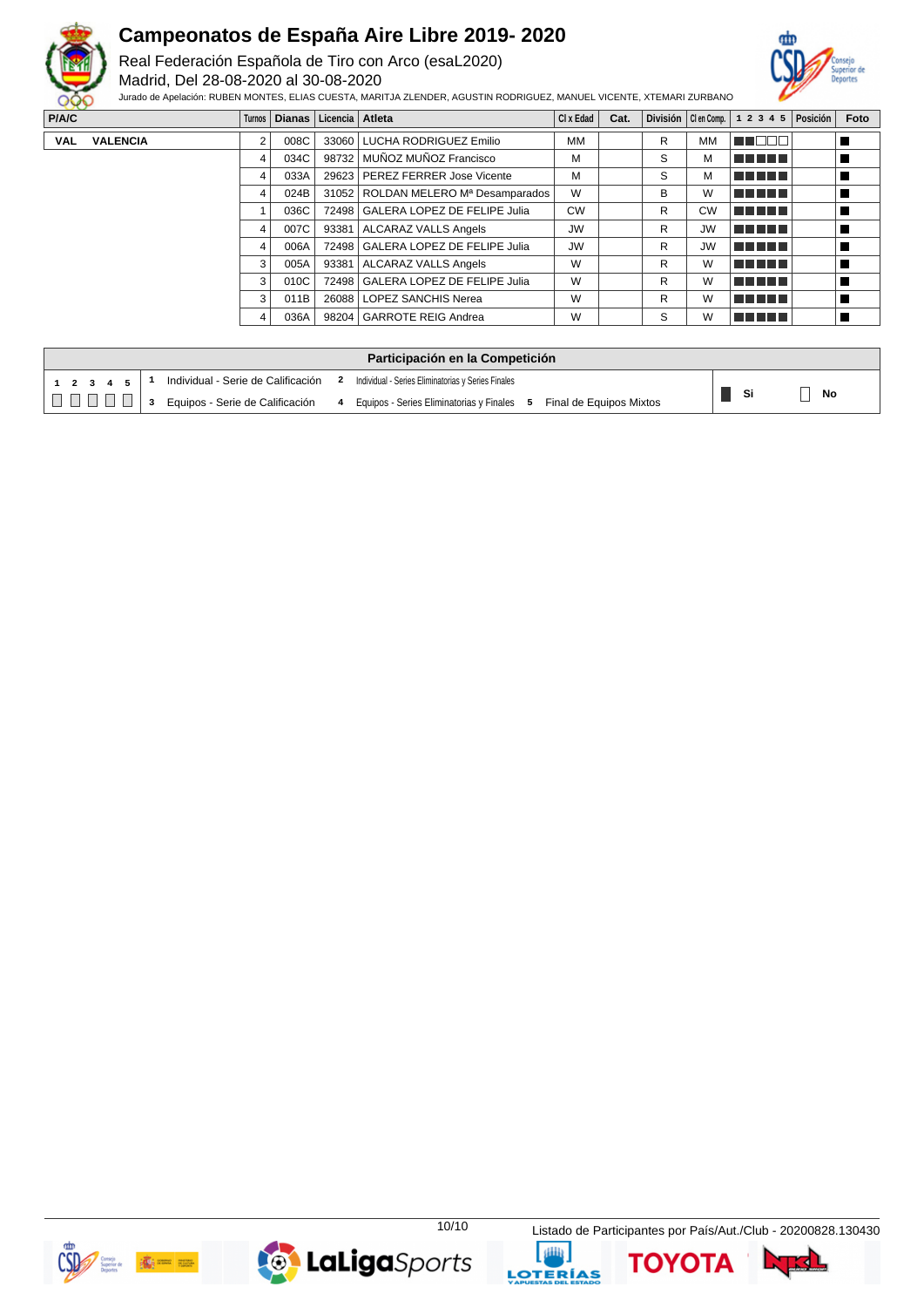# Campeonatos de España Aire Libre 2019- 2020

Real Federación Española de Tiro con Arco (esaL2020)

Madrid, Del 28-08-2020 al 30-08-2020

Jurado de Apelación: RUBEN MONTES, ELIAS CUESTA, MARITJA ZLENDER, AGUSTIN RODRIGUEZ, MANUEL VICENTE, XTEMARI ZURBANO

| P/A/C | Turnos | Dianas | Licencia | Atleta | Cl x Edad | Cat. | División | Cl en Comp. | 1 2 3 4 5 | Posición | Foto |
|---|---|---|---|---|---|---|---|---|---|---|---|
| VAL VALENCIA | 2 | 008C | 33060 | LUCHA RODRIGUEZ Emilio | MM | | R | MM | ■■□□□ | | ■ |
| | 4 | 034C | 98732 | MUÑOZ MUÑOZ Francisco | M | | S | M | ■■■■■ | | ■ |
| | 4 | 033A | 29623 | PEREZ FERRER Jose Vicente | M | | S | M | ■■■■■ | | ■ |
| | 4 | 024B | 31052 | ROLDAN MELERO Mª Desamparados | W | | B | W | ■■■■■ | | ■ |
| | 1 | 036C | 72498 | GALERA LOPEZ DE FELIPE Julia | CW | | R | CW | ■■■■■ | | ■ |
| | 4 | 007C | 93381 | ALCARAZ VALLS Angels | JW | | R | JW | ■■■■■ | | ■ |
| | 4 | 006A | 72498 | GALERA LOPEZ DE FELIPE Julia | JW | | R | JW | ■■■■■ | | ■ |
| | 3 | 005A | 93381 | ALCARAZ VALLS Angels | W | | R | W | ■■■■■ | | ■ |
| | 3 | 010C | 72498 | GALERA LOPEZ DE FELIPE Julia | W | | R | W | ■■■■■ | | ■ |
| | 3 | 011B | 26088 | LOPEZ SANCHIS Nerea | W | | R | W | ■■■■■ | | ■ |
| | 4 | 036A | 98204 | GARROTE REIG Andrea | W | | S | W | ■■■■■ | | ■ |

**Participación en la Competición**

1 2 3 4 5

1 Individual - Serie de Calificación 2 Individual - Series Eliminatorias y Series Finales

3 Equipos - Serie de Calificación 4 Equipos - Series Eliminatorias y Finales 5 Final de Equipos Mixtos

Si No

Listado de Participantes por País/Aut./Club - 20200828.130430